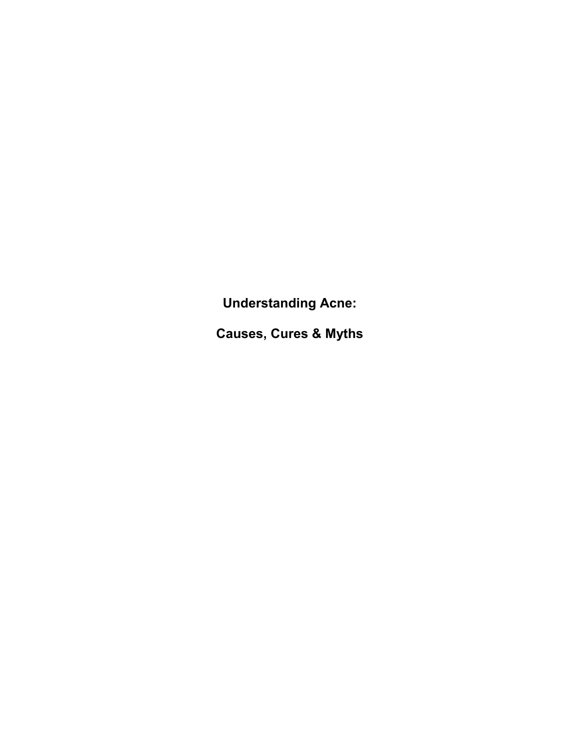# Understanding Acne:

# Causes, Cures & Myths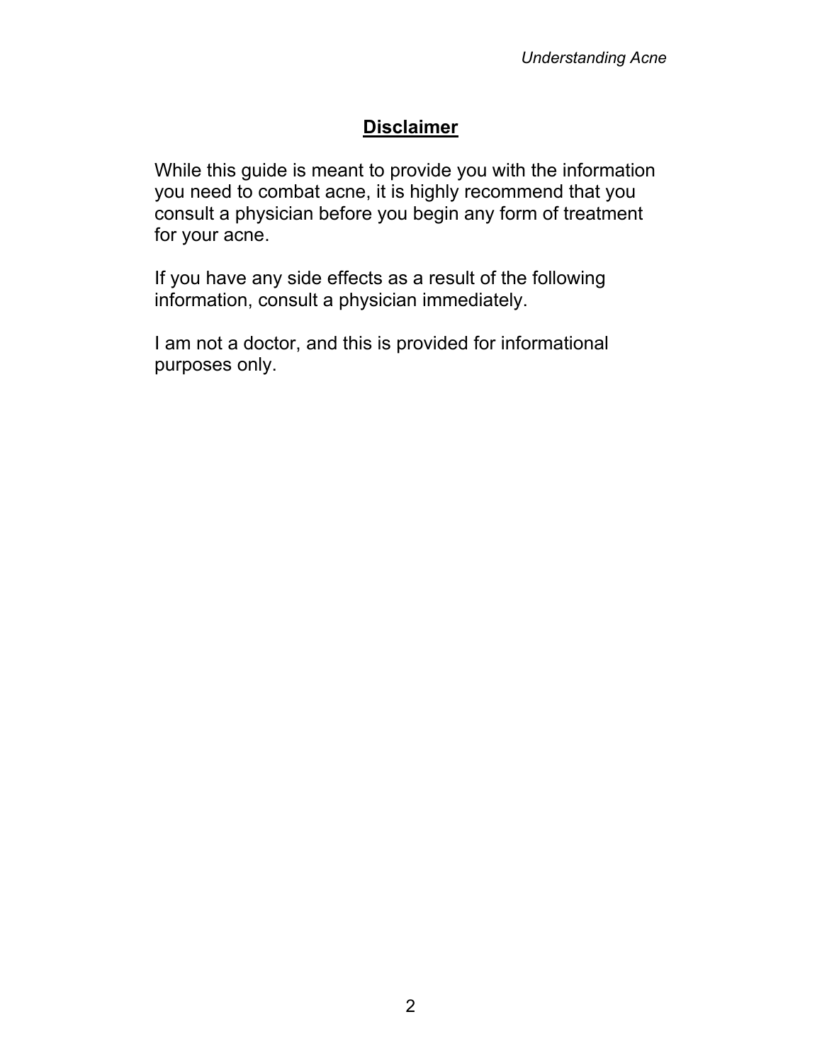## Disclaimer

While this guide is meant to provide you with the information you need to combat acne, it is highly recommend that you consult a physician before you begin any form of treatment for your acne.

If you have any side effects as a result of the following information, consult a physician immediately.

I am not a doctor, and this is provided for informational purposes only.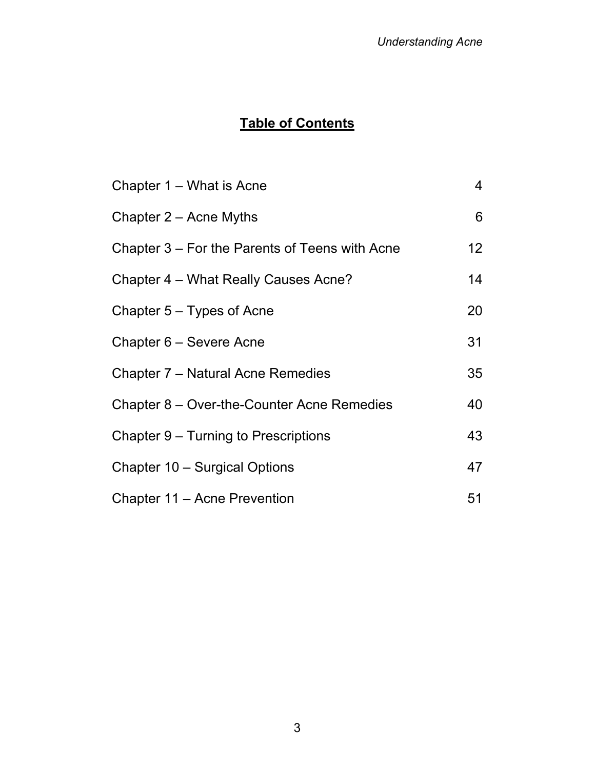# Table of Contents

| | |
|---|---|
| Chapter 1 – What is Acne | 4 |
| Chapter 2 – Acne Myths | 6 |
| Chapter 3 – For the Parents of Teens with Acne | 12 |
| Chapter 4 – What Really Causes Acne? | 14 |
| Chapter 5 – Types of Acne | 20 |
| Chapter 6 – Severe Acne | 31 |
| Chapter 7 – Natural Acne Remedies | 35 |
| Chapter 8 – Over-the-Counter Acne Remedies | 40 |
| Chapter 9 – Turning to Prescriptions | 43 |
| Chapter 10 – Surgical Options | 47 |
| Chapter 11 – Acne Prevention | 51 |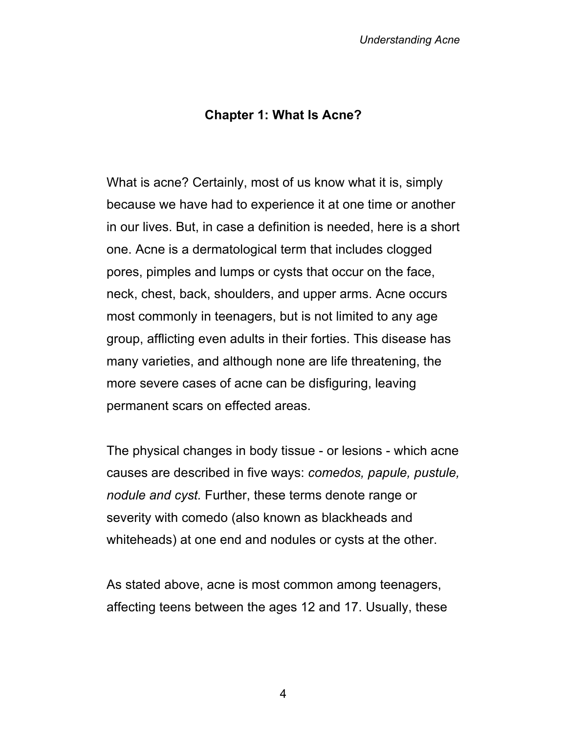## Chapter 1: What Is Acne?

What is acne? Certainly, most of us know what it is, simply because we have had to experience it at one time or another in our lives. But, in case a definition is needed, here is a short one. Acne is a dermatological term that includes clogged pores, pimples and lumps or cysts that occur on the face, neck, chest, back, shoulders, and upper arms. Acne occurs most commonly in teenagers, but is not limited to any age group, afflicting even adults in their forties. This disease has many varieties, and although none are life threatening, the more severe cases of acne can be disfiguring, leaving permanent scars on effected areas.

The physical changes in body tissue - or lesions - which acne causes are described in five ways: *comedos, papule, pustule, nodule and cyst.* Further, these terms denote range or severity with comedo (also known as blackheads and whiteheads) at one end and nodules or cysts at the other.

As stated above, acne is most common among teenagers, affecting teens between the ages 12 and 17. Usually, these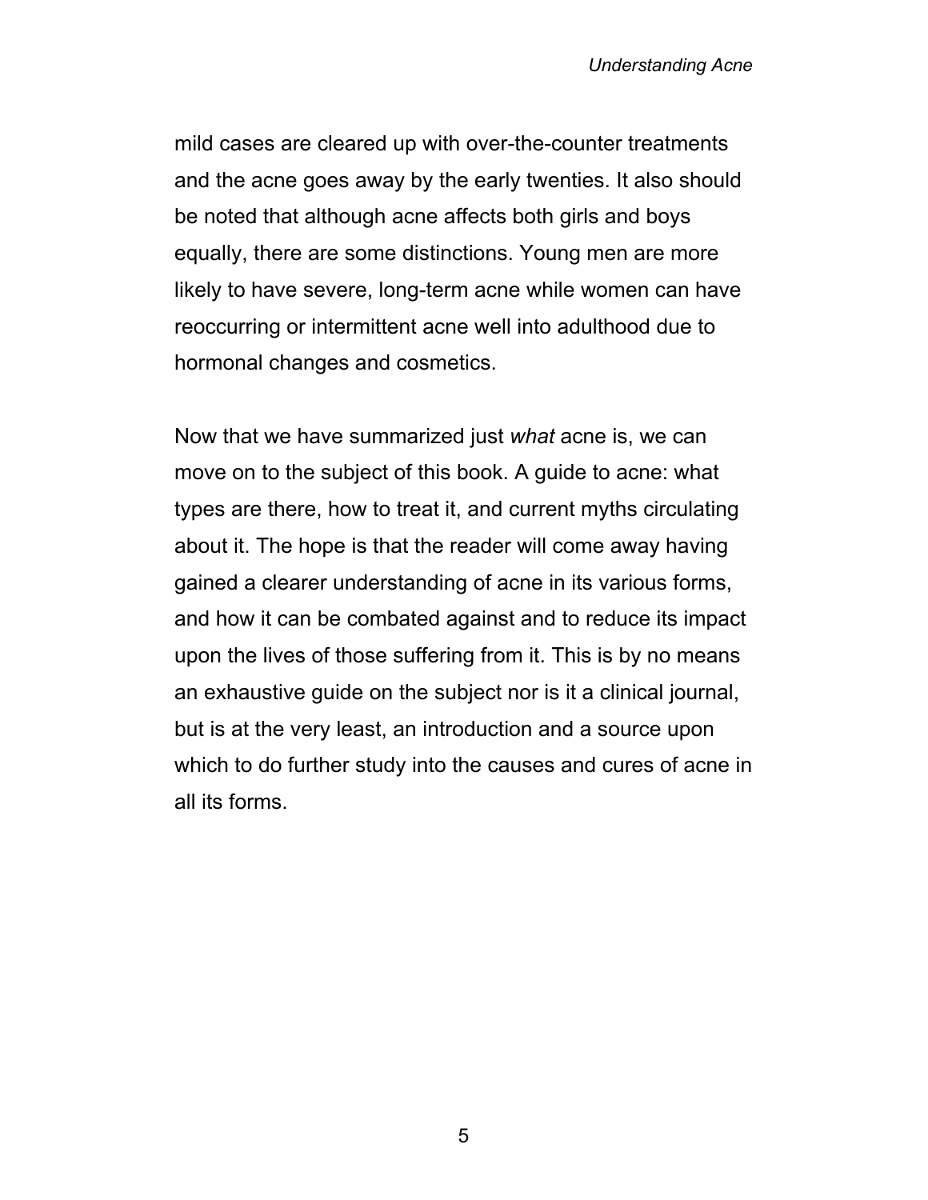mild cases are cleared up with over-the-counter treatments and the acne goes away by the early twenties. It also should be noted that although acne affects both girls and boys equally, there are some distinctions. Young men are more likely to have severe, long-term acne while women can have reoccurring or intermittent acne well into adulthood due to hormonal changes and cosmetics.

Now that we have summarized just *what* acne is, we can move on to the subject of this book. A guide to acne: what types are there, how to treat it, and current myths circulating about it. The hope is that the reader will come away having gained a clearer understanding of acne in its various forms, and how it can be combated against and to reduce its impact upon the lives of those suffering from it. This is by no means an exhaustive guide on the subject nor is it a clinical journal, but is at the very least, an introduction and a source upon which to do further study into the causes and cures of acne in all its forms.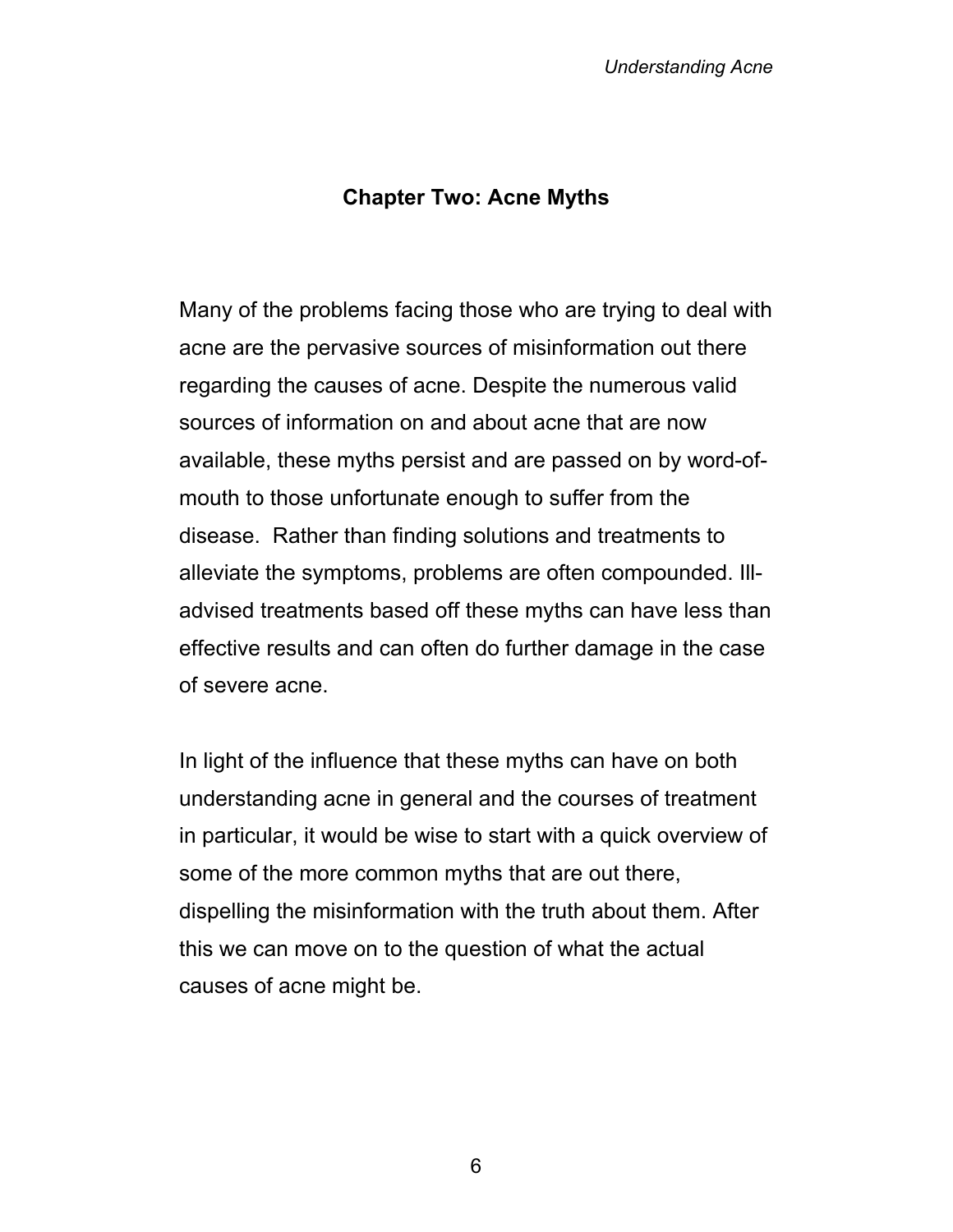## Chapter Two: Acne Myths

Many of the problems facing those who are trying to deal with acne are the pervasive sources of misinformation out there regarding the causes of acne. Despite the numerous valid sources of information on and about acne that are now available, these myths persist and are passed on by word-of-mouth to those unfortunate enough to suffer from the disease. Rather than finding solutions and treatments to alleviate the symptoms, problems are often compounded. Ill-advised treatments based off these myths can have less than effective results and can often do further damage in the case of severe acne.

In light of the influence that these myths can have on both understanding acne in general and the courses of treatment in particular, it would be wise to start with a quick overview of some of the more common myths that are out there, dispelling the misinformation with the truth about them. After this we can move on to the question of what the actual causes of acne might be.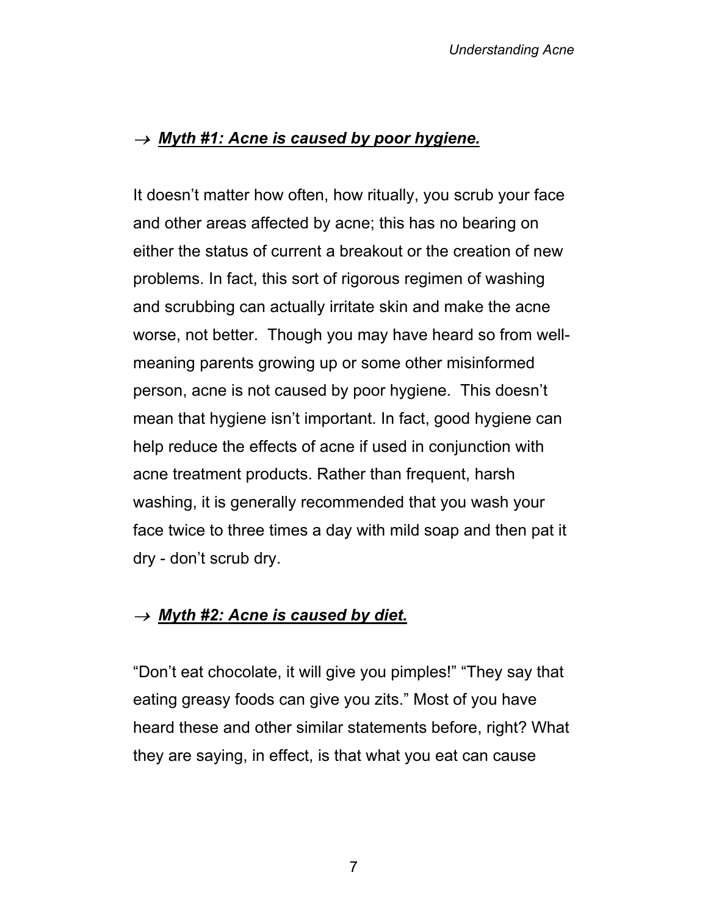### → ***Myth #1: Acne is caused by poor hygiene.***

It doesn't matter how often, how ritually, you scrub your face and other areas affected by acne; this has no bearing on either the status of current a breakout or the creation of new problems. In fact, this sort of rigorous regimen of washing and scrubbing can actually irritate skin and make the acne worse, not better. Though you may have heard so from well-meaning parents growing up or some other misinformed person, acne is not caused by poor hygiene. This doesn't mean that hygiene isn't important. In fact, good hygiene can help reduce the effects of acne if used in conjunction with acne treatment products. Rather than frequent, harsh washing, it is generally recommended that you wash your face twice to three times a day with mild soap and then pat it dry - don't scrub dry.

### → ***Myth #2: Acne is caused by diet.***

"Don't eat chocolate, it will give you pimples!" "They say that eating greasy foods can give you zits." Most of you have heard these and other similar statements before, right? What they are saying, in effect, is that what you eat can cause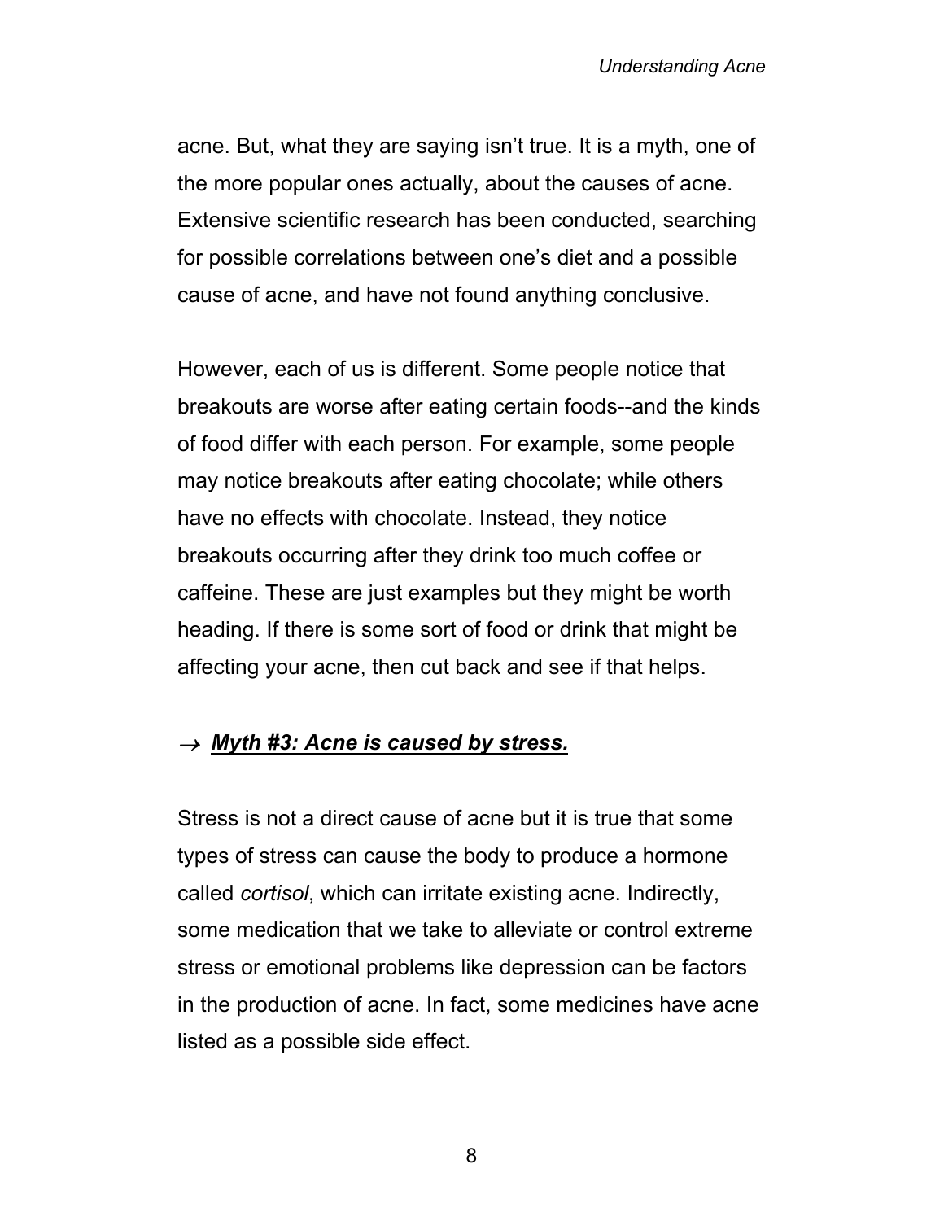acne. But, what they are saying isn't true. It is a myth, one of the more popular ones actually, about the causes of acne. Extensive scientific research has been conducted, searching for possible correlations between one's diet and a possible cause of acne, and have not found anything conclusive.

However, each of us is different. Some people notice that breakouts are worse after eating certain foods--and the kinds of food differ with each person. For example, some people may notice breakouts after eating chocolate; while others have no effects with chocolate. Instead, they notice breakouts occurring after they drink too much coffee or caffeine. These are just examples but they might be worth heading. If there is some sort of food or drink that might be affecting your acne, then cut back and see if that helps.

### → ***Myth #3: Acne is caused by stress.***

Stress is not a direct cause of acne but it is true that some types of stress can cause the body to produce a hormone called *cortisol*, which can irritate existing acne. Indirectly, some medication that we take to alleviate or control extreme stress or emotional problems like depression can be factors in the production of acne. In fact, some medicines have acne listed as a possible side effect.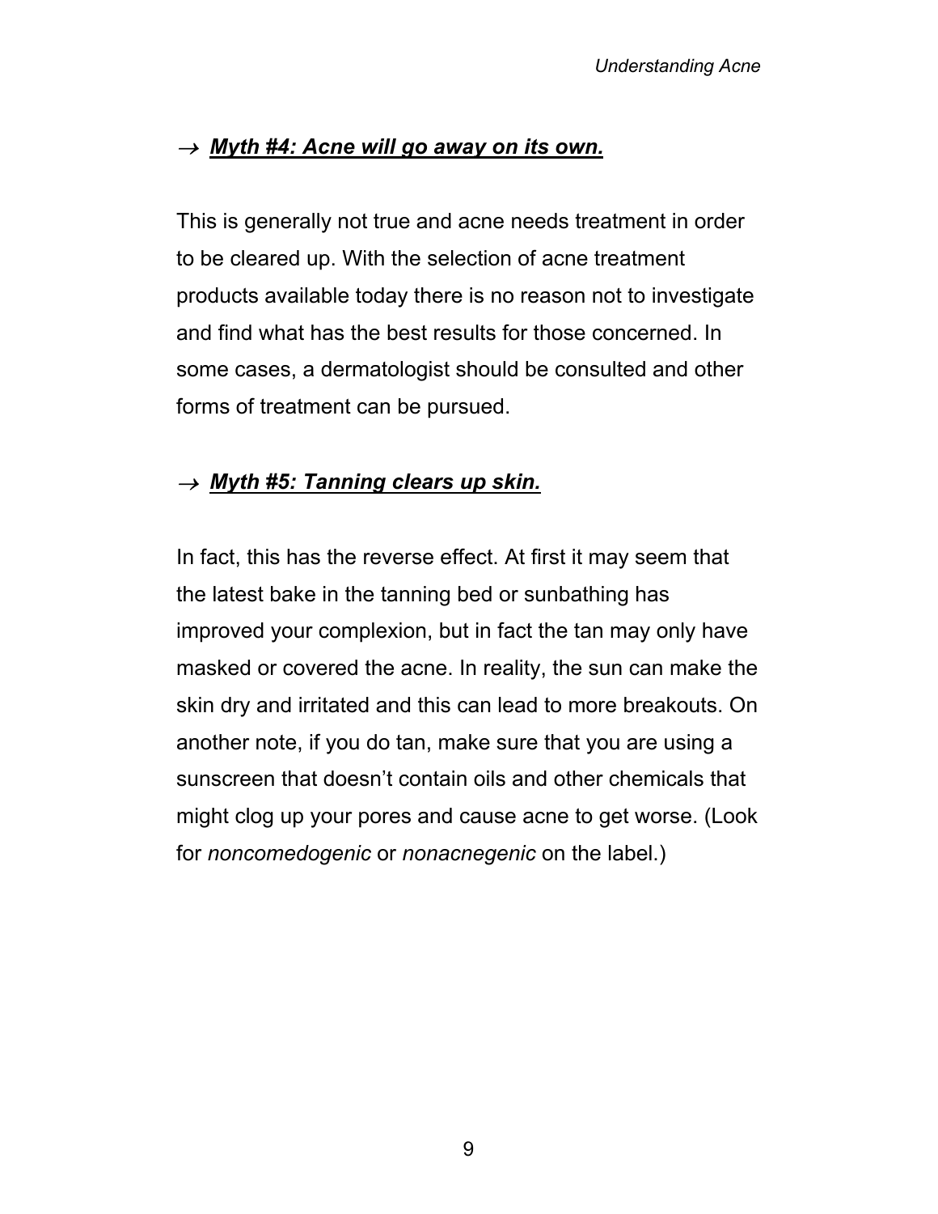### → ***<u>Myth #4: Acne will go away on its own.</u>***

This is generally not true and acne needs treatment in order to be cleared up. With the selection of acne treatment products available today there is no reason not to investigate and find what has the best results for those concerned. In some cases, a dermatologist should be consulted and other forms of treatment can be pursued.

### → ***<u>Myth #5: Tanning clears up skin.</u>***

In fact, this has the reverse effect. At first it may seem that the latest bake in the tanning bed or sunbathing has improved your complexion, but in fact the tan may only have masked or covered the acne. In reality, the sun can make the skin dry and irritated and this can lead to more breakouts. On another note, if you do tan, make sure that you are using a sunscreen that doesn't contain oils and other chemicals that might clog up your pores and cause acne to get worse. (Look for *noncomedogenic* or *nonacnegenic* on the label.)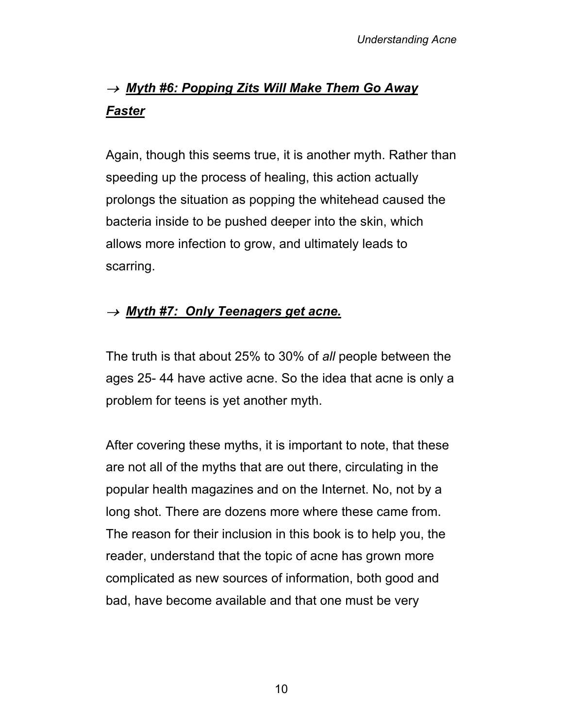### → ***<u>Myth #6: Popping Zits Will Make Them Go Away Faster</u>***

Again, though this seems true, it is another myth. Rather than speeding up the process of healing, this action actually prolongs the situation as popping the whitehead caused the bacteria inside to be pushed deeper into the skin, which allows more infection to grow, and ultimately leads to scarring.

### → ***<u>Myth #7: Only Teenagers get acne.</u>***

The truth is that about 25% to 30% of *all* people between the ages 25- 44 have active acne. So the idea that acne is only a problem for teens is yet another myth.

After covering these myths, it is important to note, that these are not all of the myths that are out there, circulating in the popular health magazines and on the Internet. No, not by a long shot. There are dozens more where these came from. The reason for their inclusion in this book is to help you, the reader, understand that the topic of acne has grown more complicated as new sources of information, both good and bad, have become available and that one must be very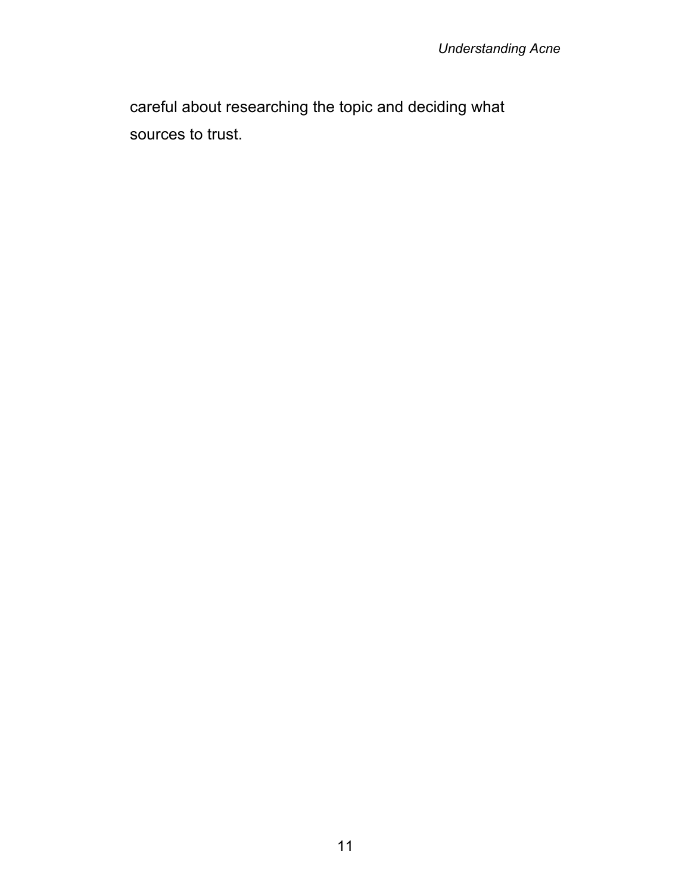careful about researching the topic and deciding what sources to trust.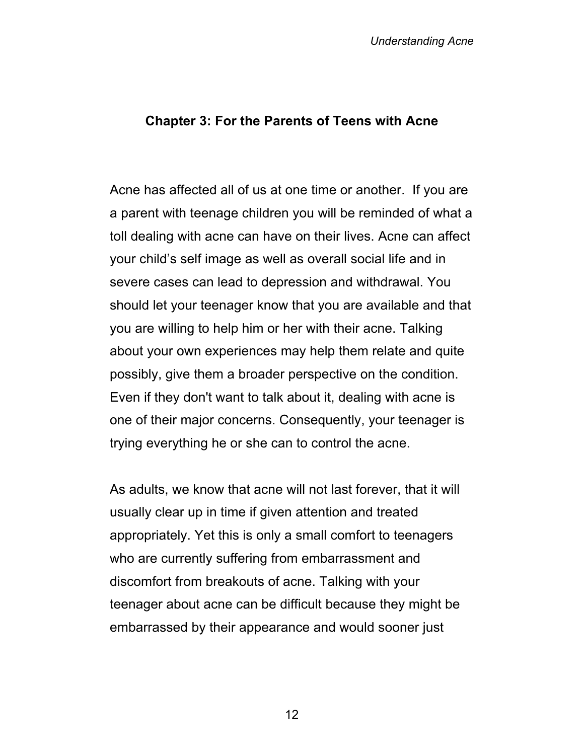## Chapter 3: For the Parents of Teens with Acne

Acne has affected all of us at one time or another. If you are a parent with teenage children you will be reminded of what a toll dealing with acne can have on their lives. Acne can affect your child's self image as well as overall social life and in severe cases can lead to depression and withdrawal. You should let your teenager know that you are available and that you are willing to help him or her with their acne. Talking about your own experiences may help them relate and quite possibly, give them a broader perspective on the condition. Even if they don't want to talk about it, dealing with acne is one of their major concerns. Consequently, your teenager is trying everything he or she can to control the acne.

As adults, we know that acne will not last forever, that it will usually clear up in time if given attention and treated appropriately. Yet this is only a small comfort to teenagers who are currently suffering from embarrassment and discomfort from breakouts of acne. Talking with your teenager about acne can be difficult because they might be embarrassed by their appearance and would sooner just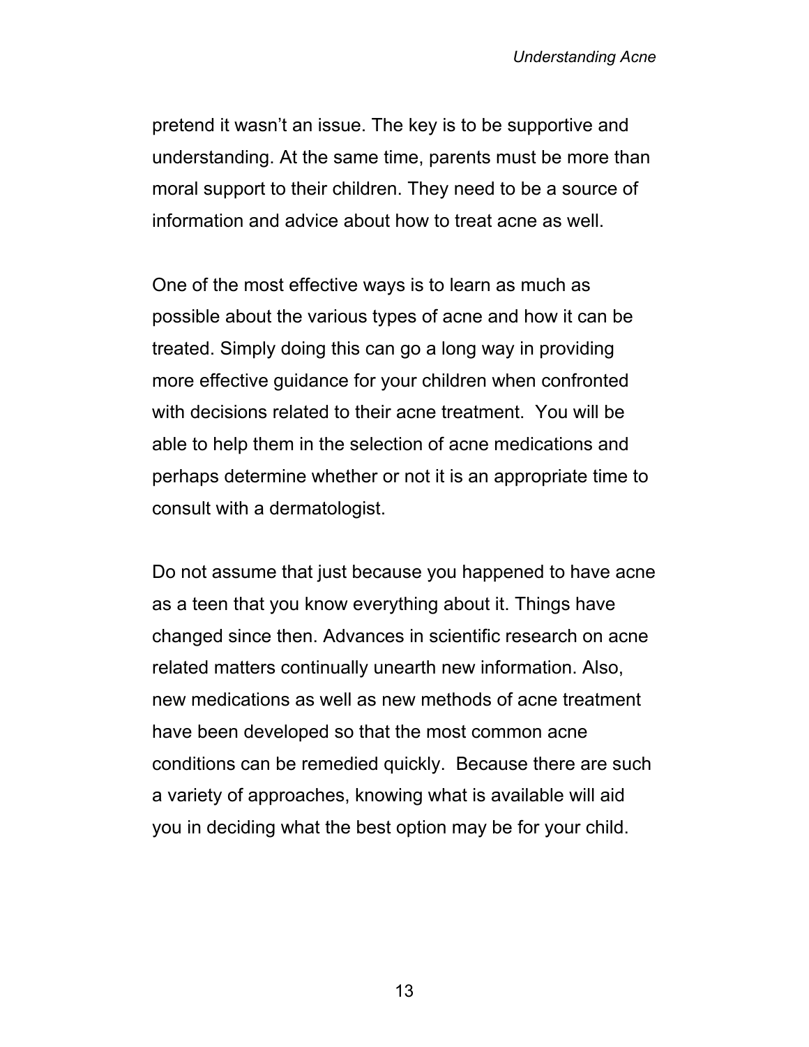pretend it wasn't an issue. The key is to be supportive and understanding. At the same time, parents must be more than moral support to their children. They need to be a source of information and advice about how to treat acne as well.

One of the most effective ways is to learn as much as possible about the various types of acne and how it can be treated. Simply doing this can go a long way in providing more effective guidance for your children when confronted with decisions related to their acne treatment. You will be able to help them in the selection of acne medications and perhaps determine whether or not it is an appropriate time to consult with a dermatologist.

Do not assume that just because you happened to have acne as a teen that you know everything about it. Things have changed since then. Advances in scientific research on acne related matters continually unearth new information. Also, new medications as well as new methods of acne treatment have been developed so that the most common acne conditions can be remedied quickly. Because there are such a variety of approaches, knowing what is available will aid you in deciding what the best option may be for your child.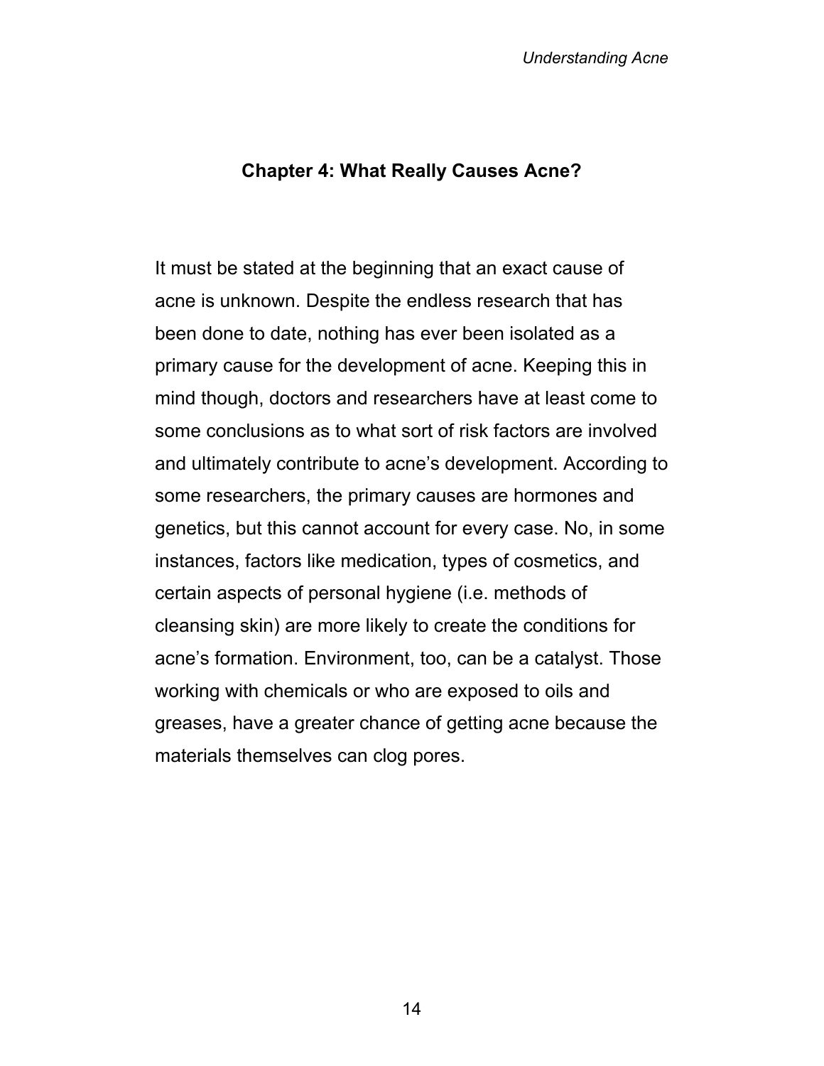# Chapter 4: What Really Causes Acne?

It must be stated at the beginning that an exact cause of acne is unknown. Despite the endless research that has been done to date, nothing has ever been isolated as a primary cause for the development of acne. Keeping this in mind though, doctors and researchers have at least come to some conclusions as to what sort of risk factors are involved and ultimately contribute to acne's development. According to some researchers, the primary causes are hormones and genetics, but this cannot account for every case. No, in some instances, factors like medication, types of cosmetics, and certain aspects of personal hygiene (i.e. methods of cleansing skin) are more likely to create the conditions for acne's formation. Environment, too, can be a catalyst. Those working with chemicals or who are exposed to oils and greases, have a greater chance of getting acne because the materials themselves can clog pores.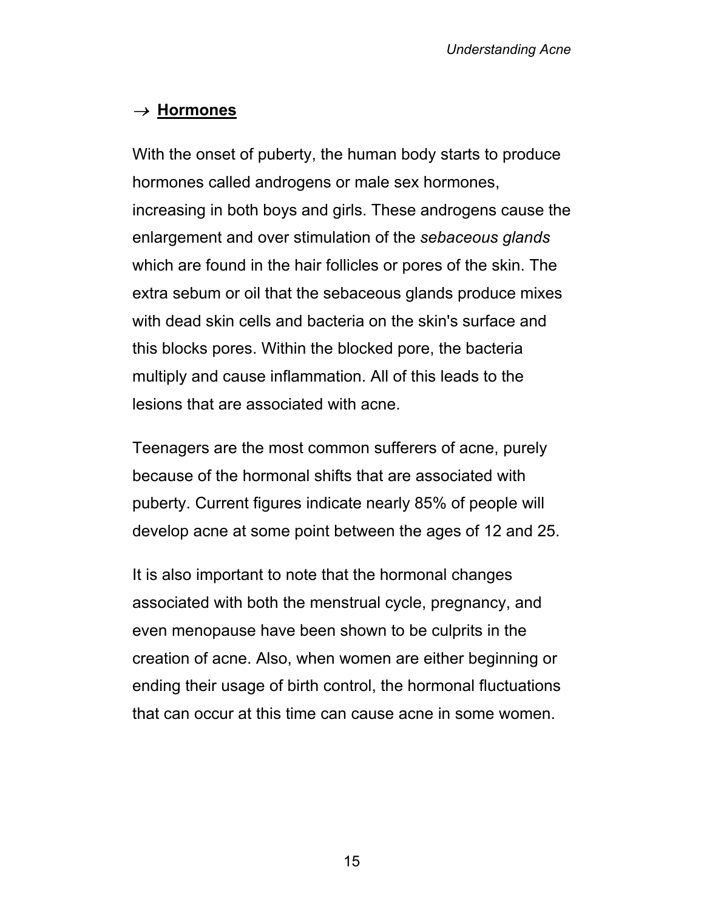### → **Hormones**

With the onset of puberty, the human body starts to produce hormones called androgens or male sex hormones, increasing in both boys and girls. These androgens cause the enlargement and over stimulation of the *sebaceous glands* which are found in the hair follicles or pores of the skin. The extra sebum or oil that the sebaceous glands produce mixes with dead skin cells and bacteria on the skin's surface and this blocks pores. Within the blocked pore, the bacteria multiply and cause inflammation. All of this leads to the lesions that are associated with acne.

Teenagers are the most common sufferers of acne, purely because of the hormonal shifts that are associated with puberty. Current figures indicate nearly 85% of people will develop acne at some point between the ages of 12 and 25.

It is also important to note that the hormonal changes associated with both the menstrual cycle, pregnancy, and even menopause have been shown to be culprits in the creation of acne. Also, when women are either beginning or ending their usage of birth control, the hormonal fluctuations that can occur at this time can cause acne in some women.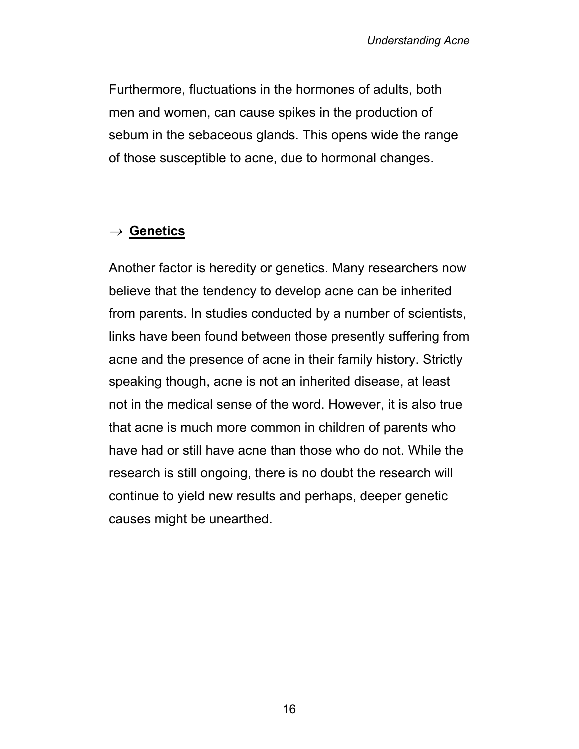Furthermore, fluctuations in the hormones of adults, both men and women, can cause spikes in the production of sebum in the sebaceous glands. This opens wide the range of those susceptible to acne, due to hormonal changes.

### → **Genetics**

Another factor is heredity or genetics. Many researchers now believe that the tendency to develop acne can be inherited from parents. In studies conducted by a number of scientists, links have been found between those presently suffering from acne and the presence of acne in their family history. Strictly speaking though, acne is not an inherited disease, at least not in the medical sense of the word. However, it is also true that acne is much more common in children of parents who have had or still have acne than those who do not. While the research is still ongoing, there is no doubt the research will continue to yield new results and perhaps, deeper genetic causes might be unearthed.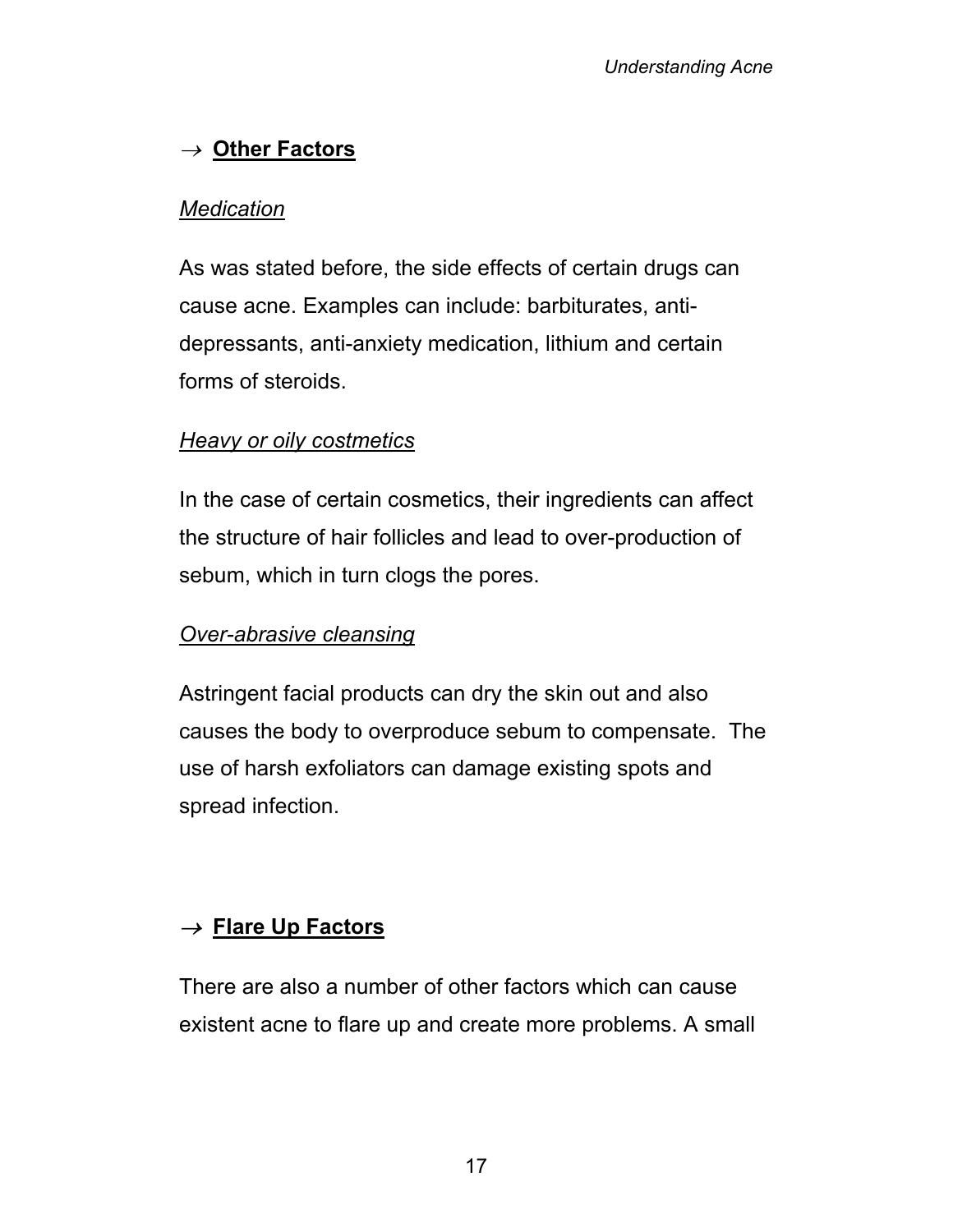## → **Other Factors**

*Medication*

As was stated before, the side effects of certain drugs can cause acne. Examples can include: barbiturates, anti-depressants, anti-anxiety medication, lithium and certain forms of steroids.

*Heavy or oily costmetics*

In the case of certain cosmetics, their ingredients can affect the structure of hair follicles and lead to over-production of sebum, which in turn clogs the pores.

*Over-abrasive cleansing*

Astringent facial products can dry the skin out and also causes the body to overproduce sebum to compensate. The use of harsh exfoliators can damage existing spots and spread infection.

## → **Flare Up Factors**

There are also a number of other factors which can cause existent acne to flare up and create more problems. A small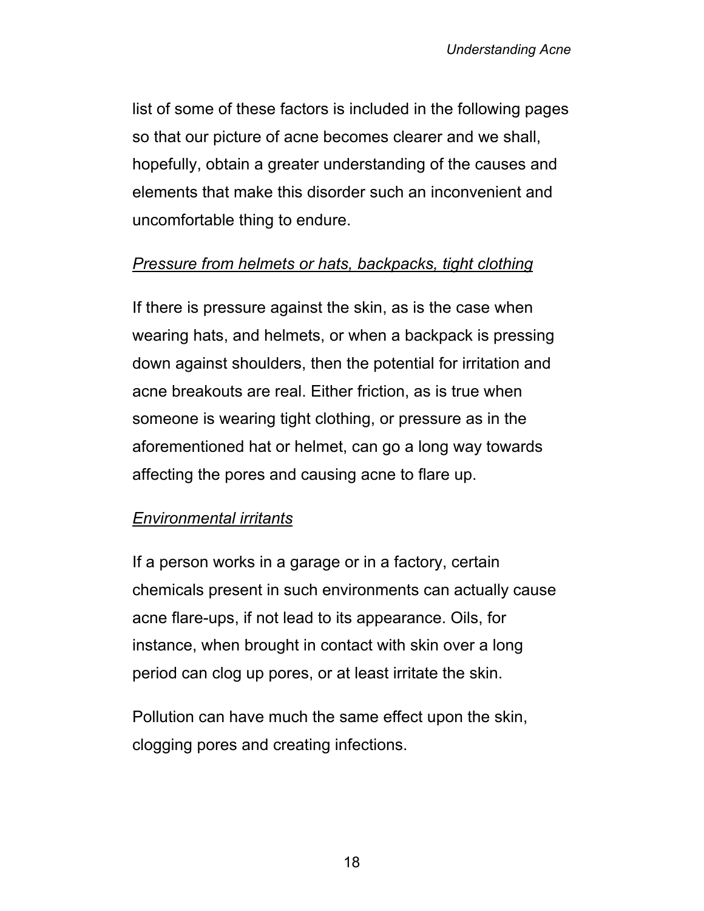list of some of these factors is included in the following pages so that our picture of acne becomes clearer and we shall, hopefully, obtain a greater understanding of the causes and elements that make this disorder such an inconvenient and uncomfortable thing to endure.

<u>*Pressure from helmets or hats, backpacks, tight clothing*</u>

If there is pressure against the skin, as is the case when wearing hats, and helmets, or when a backpack is pressing down against shoulders, then the potential for irritation and acne breakouts are real. Either friction, as is true when someone is wearing tight clothing, or pressure as in the aforementioned hat or helmet, can go a long way towards affecting the pores and causing acne to flare up.

<u>*Environmental irritants*</u>

If a person works in a garage or in a factory, certain chemicals present in such environments can actually cause acne flare-ups, if not lead to its appearance. Oils, for instance, when brought in contact with skin over a long period can clog up pores, or at least irritate the skin.

Pollution can have much the same effect upon the skin, clogging pores and creating infections.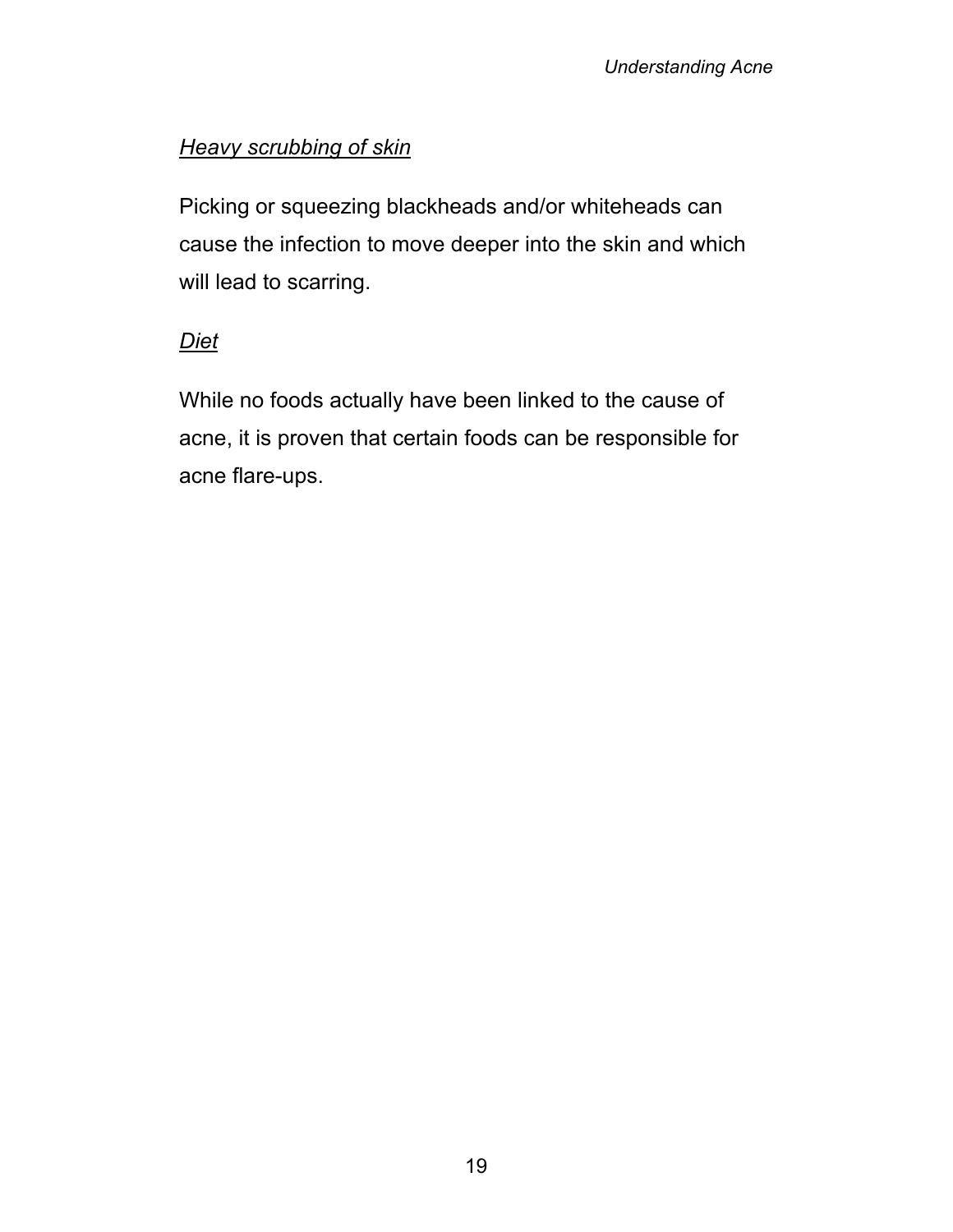*Heavy scrubbing of skin*

Picking or squeezing blackheads and/or whiteheads can cause the infection to move deeper into the skin and which will lead to scarring.

*Diet*

While no foods actually have been linked to the cause of acne, it is proven that certain foods can be responsible for acne flare-ups.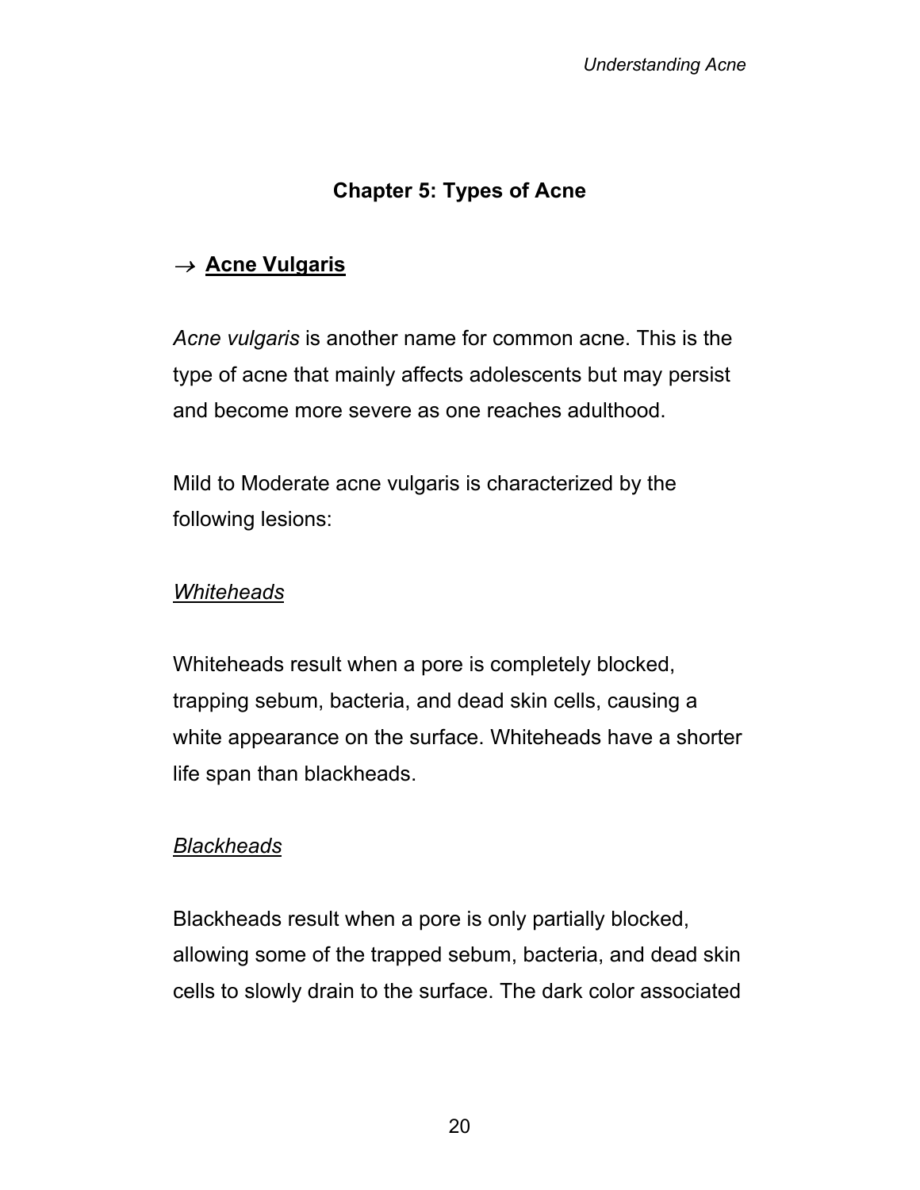## Chapter 5: Types of Acne

### → **Acne Vulgaris**

*Acne vulgaris* is another name for common acne. This is the type of acne that mainly affects adolescents but may persist and become more severe as one reaches adulthood.

Mild to Moderate acne vulgaris is characterized by the following lesions:

*Whiteheads*

Whiteheads result when a pore is completely blocked, trapping sebum, bacteria, and dead skin cells, causing a white appearance on the surface. Whiteheads have a shorter life span than blackheads.

*Blackheads*

Blackheads result when a pore is only partially blocked, allowing some of the trapped sebum, bacteria, and dead skin cells to slowly drain to the surface. The dark color associated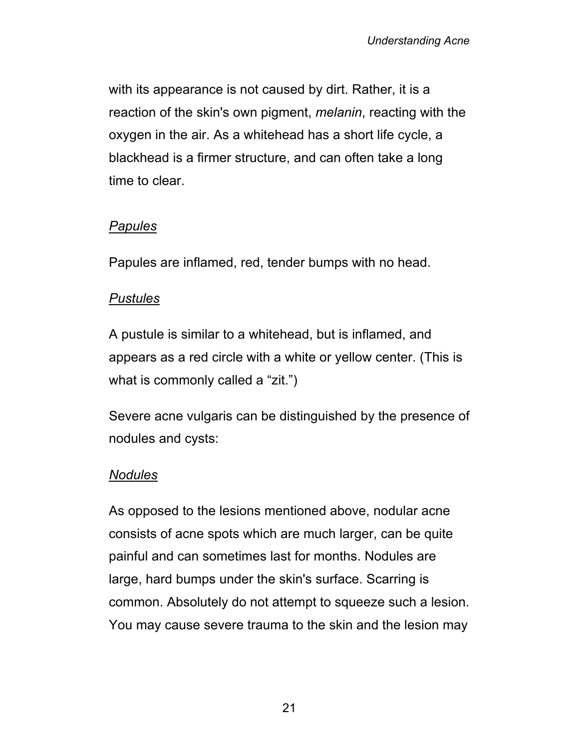with its appearance is not caused by dirt. Rather, it is a reaction of the skin's own pigment, *melanin*, reacting with the oxygen in the air. As a whitehead has a short life cycle, a blackhead is a firmer structure, and can often take a long time to clear.

*Papules*

Papules are inflamed, red, tender bumps with no head.

*Pustules*

A pustule is similar to a whitehead, but is inflamed, and appears as a red circle with a white or yellow center. (This is what is commonly called a "zit.")

Severe acne vulgaris can be distinguished by the presence of nodules and cysts:

*Nodules*

As opposed to the lesions mentioned above, nodular acne consists of acne spots which are much larger, can be quite painful and can sometimes last for months. Nodules are large, hard bumps under the skin's surface. Scarring is common. Absolutely do not attempt to squeeze such a lesion. You may cause severe trauma to the skin and the lesion may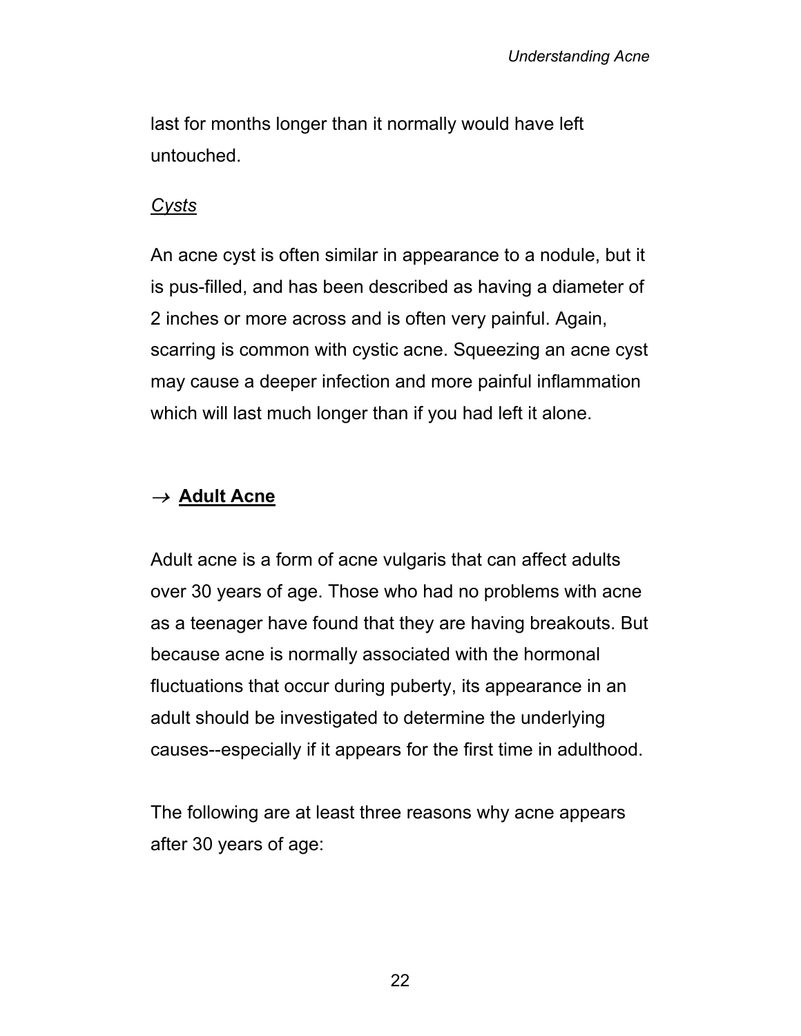last for months longer than it normally would have left untouched.

*Cysts*

An acne cyst is often similar in appearance to a nodule, but it is pus-filled, and has been described as having a diameter of 2 inches or more across and is often very painful. Again, scarring is common with cystic acne. Squeezing an acne cyst may cause a deeper infection and more painful inflammation which will last much longer than if you had left it alone.

## → **Adult Acne**

Adult acne is a form of acne vulgaris that can affect adults over 30 years of age. Those who had no problems with acne as a teenager have found that they are having breakouts. But because acne is normally associated with the hormonal fluctuations that occur during puberty, its appearance in an adult should be investigated to determine the underlying causes--especially if it appears for the first time in adulthood.

The following are at least three reasons why acne appears after 30 years of age: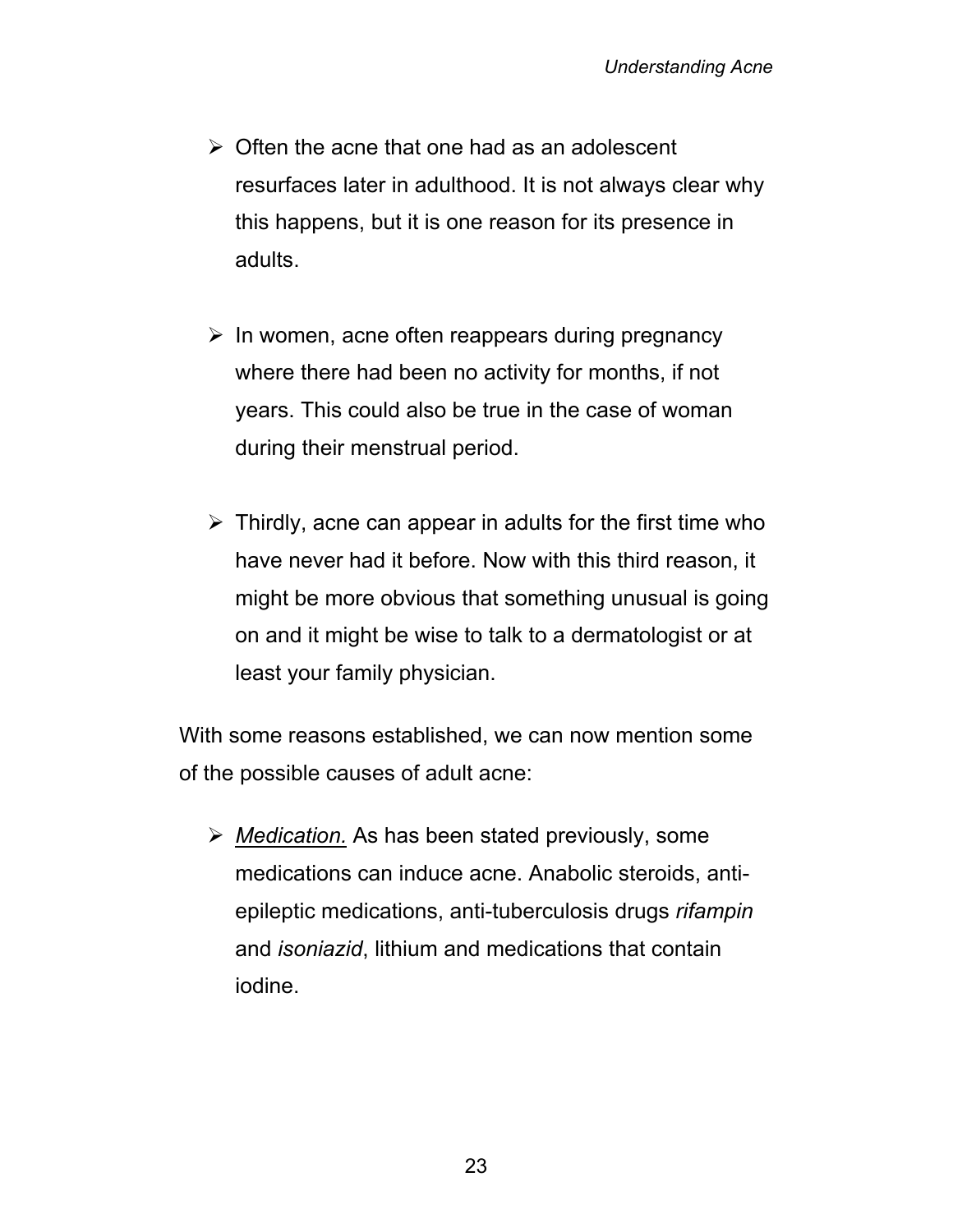- Often the acne that one had as an adolescent resurfaces later in adulthood. It is not always clear why this happens, but it is one reason for its presence in adults.

- In women, acne often reappears during pregnancy where there had been no activity for months, if not years. This could also be true in the case of woman during their menstrual period.

- Thirdly, acne can appear in adults for the first time who have never had it before. Now with this third reason, it might be more obvious that something unusual is going on and it might be wise to talk to a dermatologist or at least your family physician.

With some reasons established, we can now mention some of the possible causes of adult acne:

- <u>*Medication.*</u> As has been stated previously, some medications can induce acne. Anabolic steroids, anti-epileptic medications, anti-tuberculosis drugs *rifampin* and *isoniazid*, lithium and medications that contain iodine.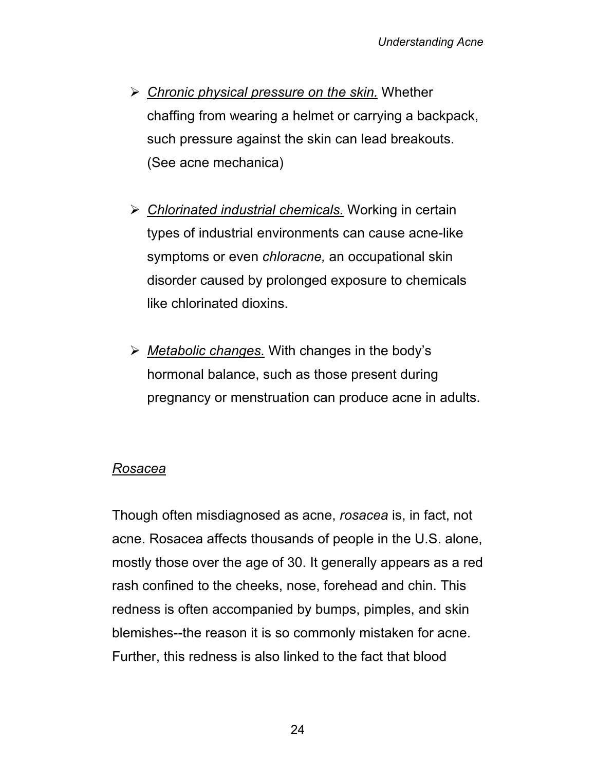- *<u>Chronic physical pressure on the skin.</u>* Whether chaffing from wearing a helmet or carrying a backpack, such pressure against the skin can lead breakouts. (See acne mechanica)

- *<u>Chlorinated industrial chemicals.</u>* Working in certain types of industrial environments can cause acne-like symptoms or even *chloracne,* an occupational skin disorder caused by prolonged exposure to chemicals like chlorinated dioxins.

- *<u>Metabolic changes.</u>* With changes in the body's hormonal balance, such as those present during pregnancy or menstruation can produce acne in adults.

### *<u>Rosacea</u>*

Though often misdiagnosed as acne, *rosacea* is, in fact, not acne. Rosacea affects thousands of people in the U.S. alone, mostly those over the age of 30. It generally appears as a red rash confined to the cheeks, nose, forehead and chin. This redness is often accompanied by bumps, pimples, and skin blemishes--the reason it is so commonly mistaken for acne. Further, this redness is also linked to the fact that blood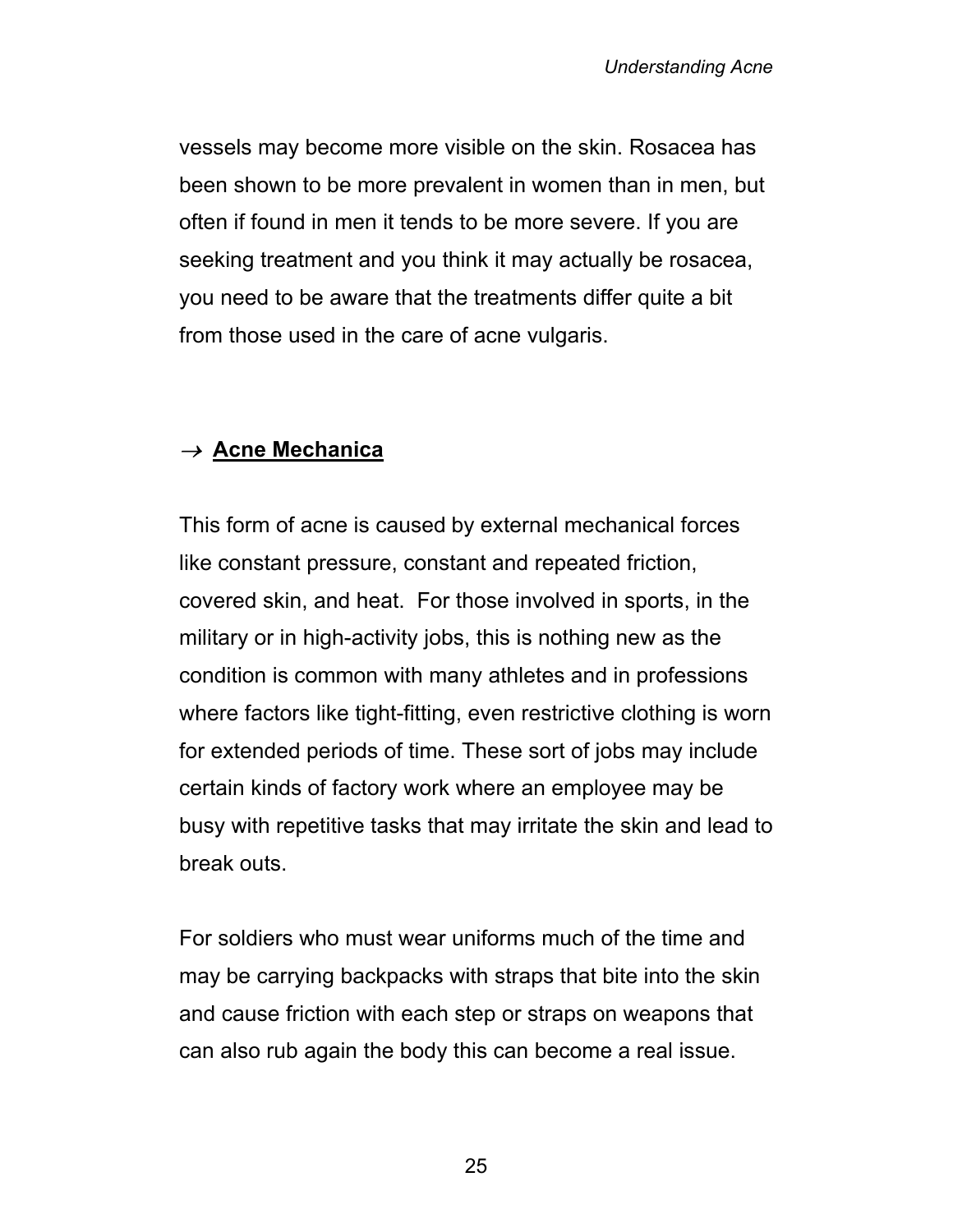vessels may become more visible on the skin. Rosacea has been shown to be more prevalent in women than in men, but often if found in men it tends to be more severe. If you are seeking treatment and you think it may actually be rosacea, you need to be aware that the treatments differ quite a bit from those used in the care of acne vulgaris.

### → **Acne Mechanica**

This form of acne is caused by external mechanical forces like constant pressure, constant and repeated friction, covered skin, and heat.  For those involved in sports, in the military or in high-activity jobs, this is nothing new as the condition is common with many athletes and in professions where factors like tight-fitting, even restrictive clothing is worn for extended periods of time. These sort of jobs may include certain kinds of factory work where an employee may be busy with repetitive tasks that may irritate the skin and lead to break outs.

For soldiers who must wear uniforms much of the time and may be carrying backpacks with straps that bite into the skin and cause friction with each step or straps on weapons that can also rub again the body this can become a real issue.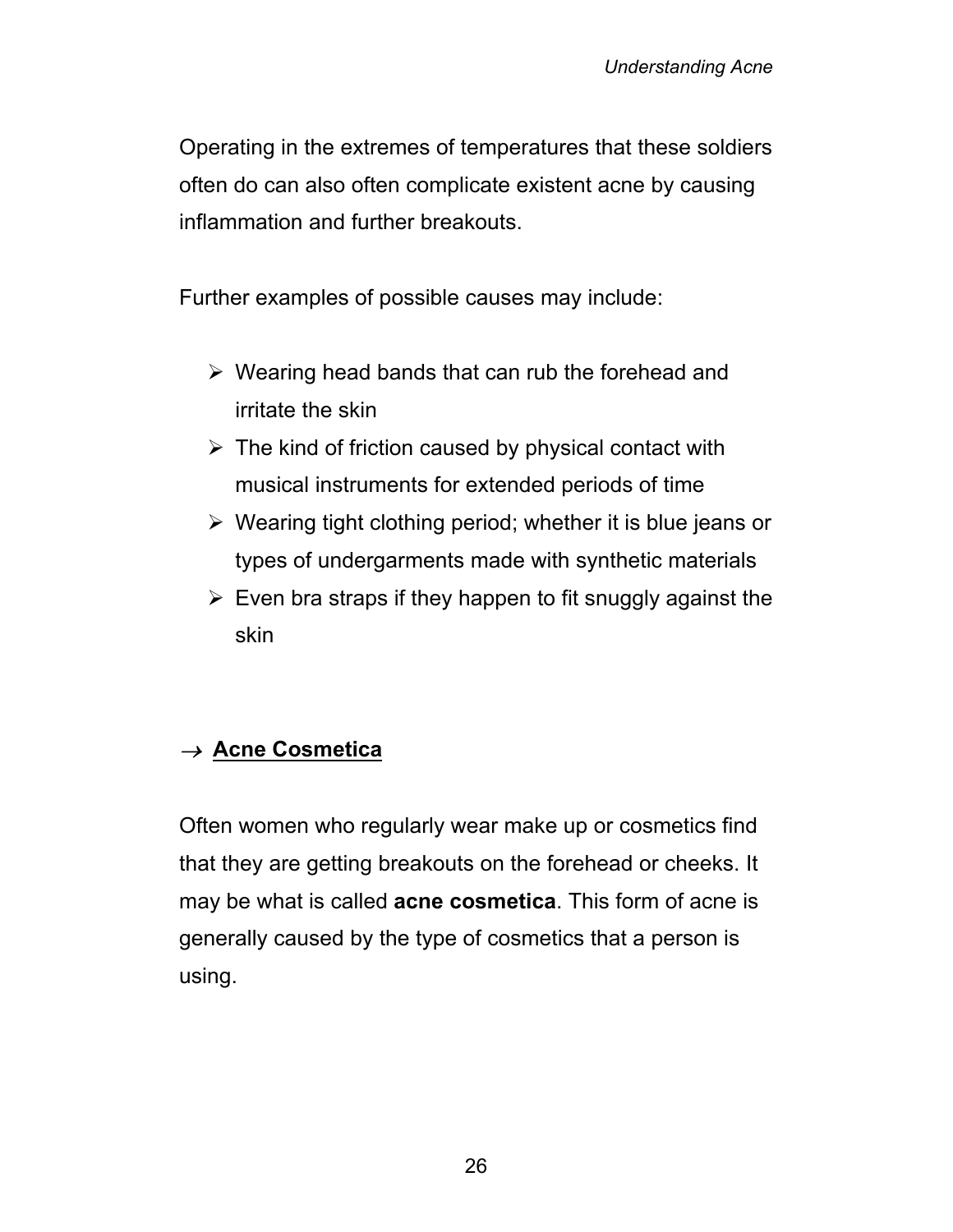Operating in the extremes of temperatures that these soldiers often do can also often complicate existent acne by causing inflammation and further breakouts.

Further examples of possible causes may include:

- Wearing head bands that can rub the forehead and irritate the skin
- The kind of friction caused by physical contact with musical instruments for extended periods of time
- Wearing tight clothing period; whether it is blue jeans or types of undergarments made with synthetic materials
- Even bra straps if they happen to fit snuggly against the skin

### → <u>**Acne Cosmetica**</u>

Often women who regularly wear make up or cosmetics find that they are getting breakouts on the forehead or cheeks. It may be what is called **acne cosmetica**. This form of acne is generally caused by the type of cosmetics that a person is using.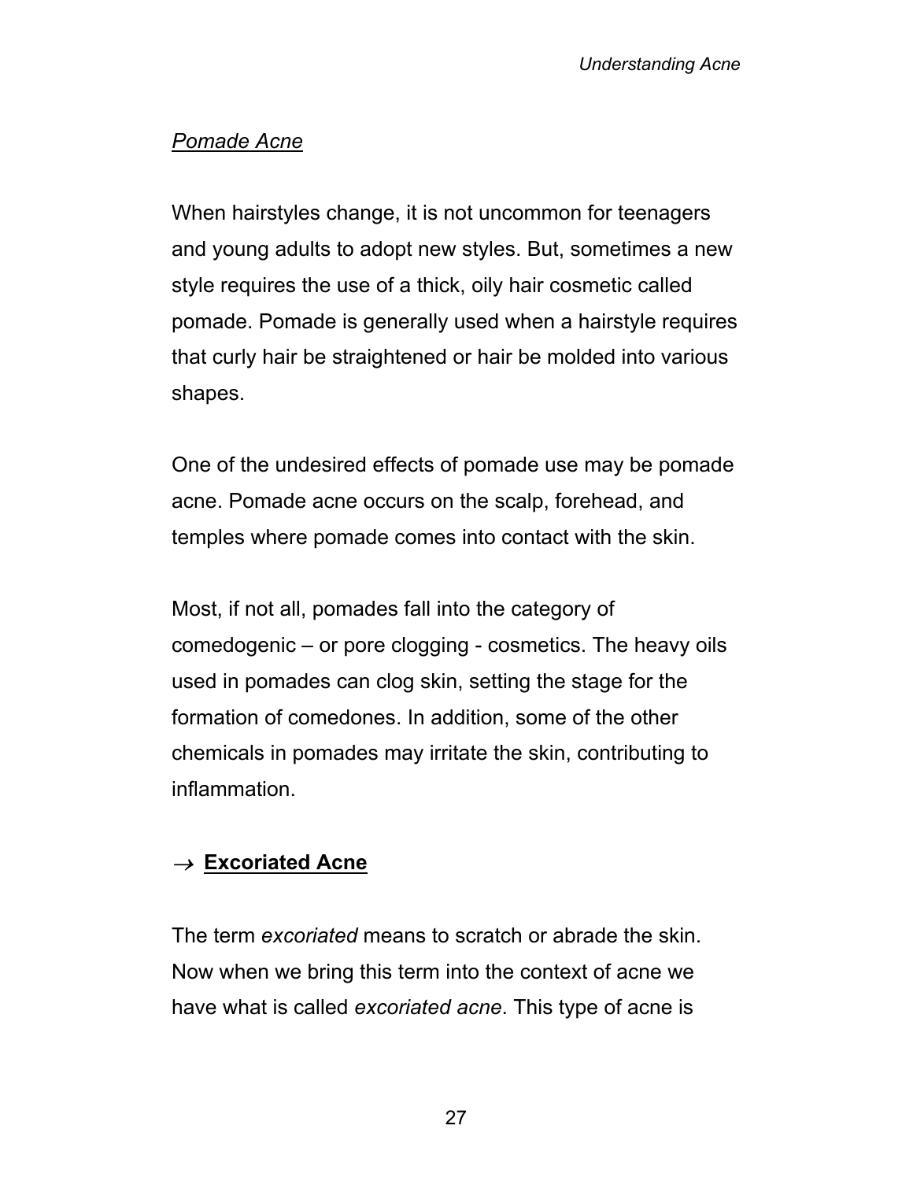*Pomade Acne*

When hairstyles change, it is not uncommon for teenagers and young adults to adopt new styles. But, sometimes a new style requires the use of a thick, oily hair cosmetic called pomade. Pomade is generally used when a hairstyle requires that curly hair be straightened or hair be molded into various shapes.

One of the undesired effects of pomade use may be pomade acne. Pomade acne occurs on the scalp, forehead, and temples where pomade comes into contact with the skin.

Most, if not all, pomades fall into the category of comedogenic – or pore clogging - cosmetics. The heavy oils used in pomades can clog skin, setting the stage for the formation of comedones. In addition, some of the other chemicals in pomades may irritate the skin, contributing to inflammation.

### → **Excoriated Acne**

The term *excoriated* means to scratch or abrade the skin. Now when we bring this term into the context of acne we have what is called *excoriated acne*. This type of acne is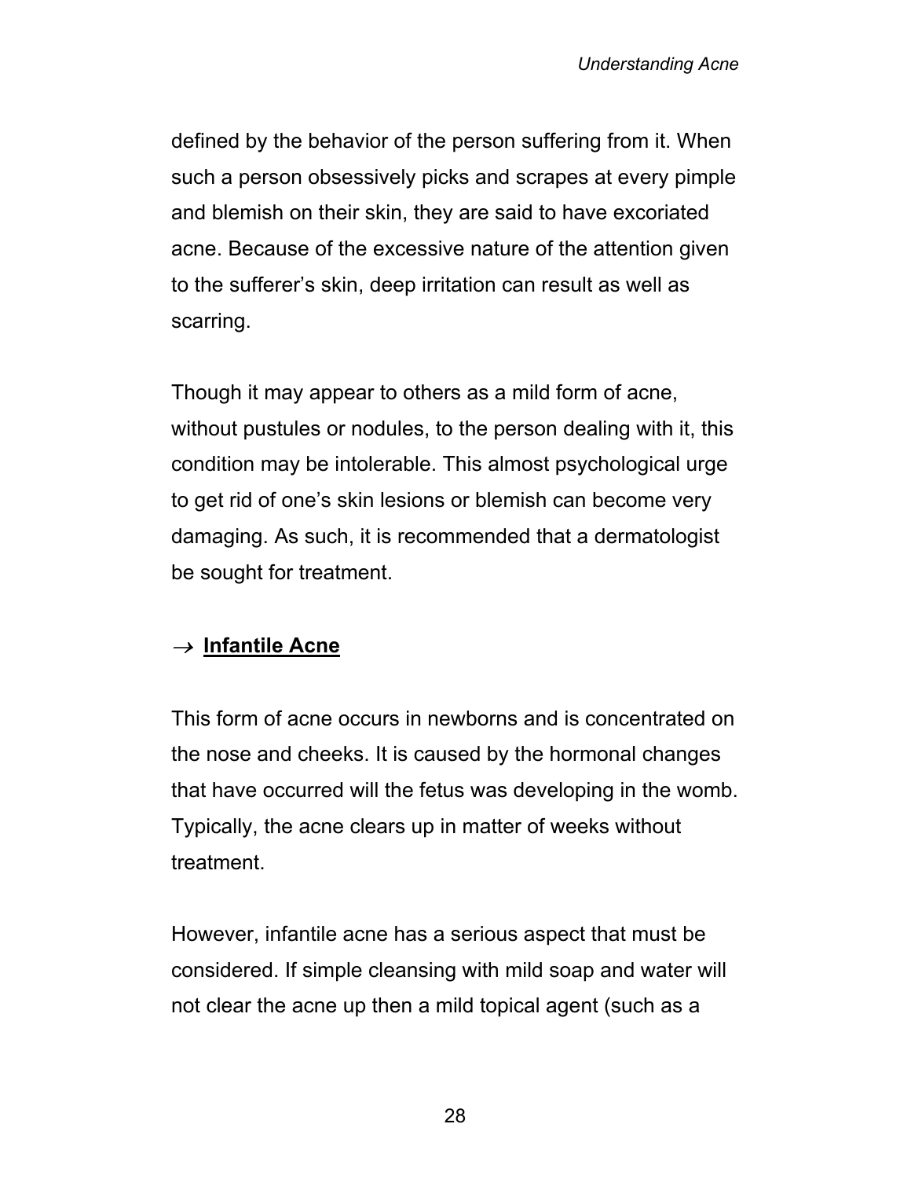defined by the behavior of the person suffering from it. When such a person obsessively picks and scrapes at every pimple and blemish on their skin, they are said to have excoriated acne. Because of the excessive nature of the attention given to the sufferer's skin, deep irritation can result as well as scarring.

Though it may appear to others as a mild form of acne, without pustules or nodules, to the person dealing with it, this condition may be intolerable. This almost psychological urge to get rid of one's skin lesions or blemish can become very damaging. As such, it is recommended that a dermatologist be sought for treatment.

### → <u>**Infantile Acne**</u>

This form of acne occurs in newborns and is concentrated on the nose and cheeks. It is caused by the hormonal changes that have occurred will the fetus was developing in the womb. Typically, the acne clears up in matter of weeks without treatment.

However, infantile acne has a serious aspect that must be considered. If simple cleansing with mild soap and water will not clear the acne up then a mild topical agent (such as a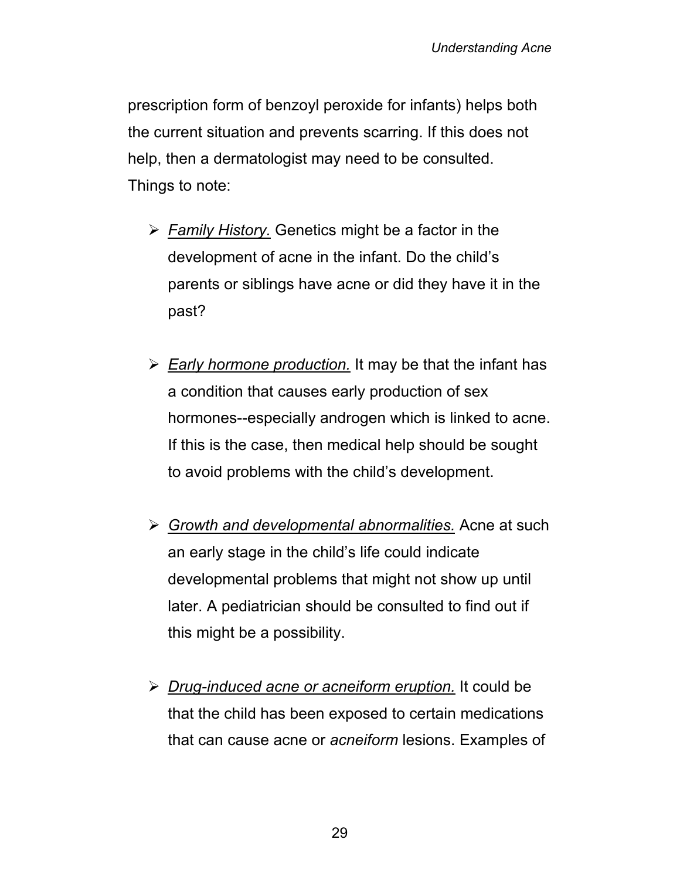prescription form of benzoyl peroxide for infants) helps both the current situation and prevents scarring. If this does not help, then a dermatologist may need to be consulted. Things to note:

- *<u>Family History.</u>* Genetics might be a factor in the development of acne in the infant. Do the child's parents or siblings have acne or did they have it in the past?

- *<u>Early hormone production.</u>* It may be that the infant has a condition that causes early production of sex hormones--especially androgen which is linked to acne. If this is the case, then medical help should be sought to avoid problems with the child's development.

- *<u>Growth and developmental abnormalities.</u>* Acne at such an early stage in the child's life could indicate developmental problems that might not show up until later. A pediatrician should be consulted to find out if this might be a possibility.

- *<u>Drug-induced acne or acneiform eruption.</u>* It could be that the child has been exposed to certain medications that can cause acne or *acneiform* lesions. Examples of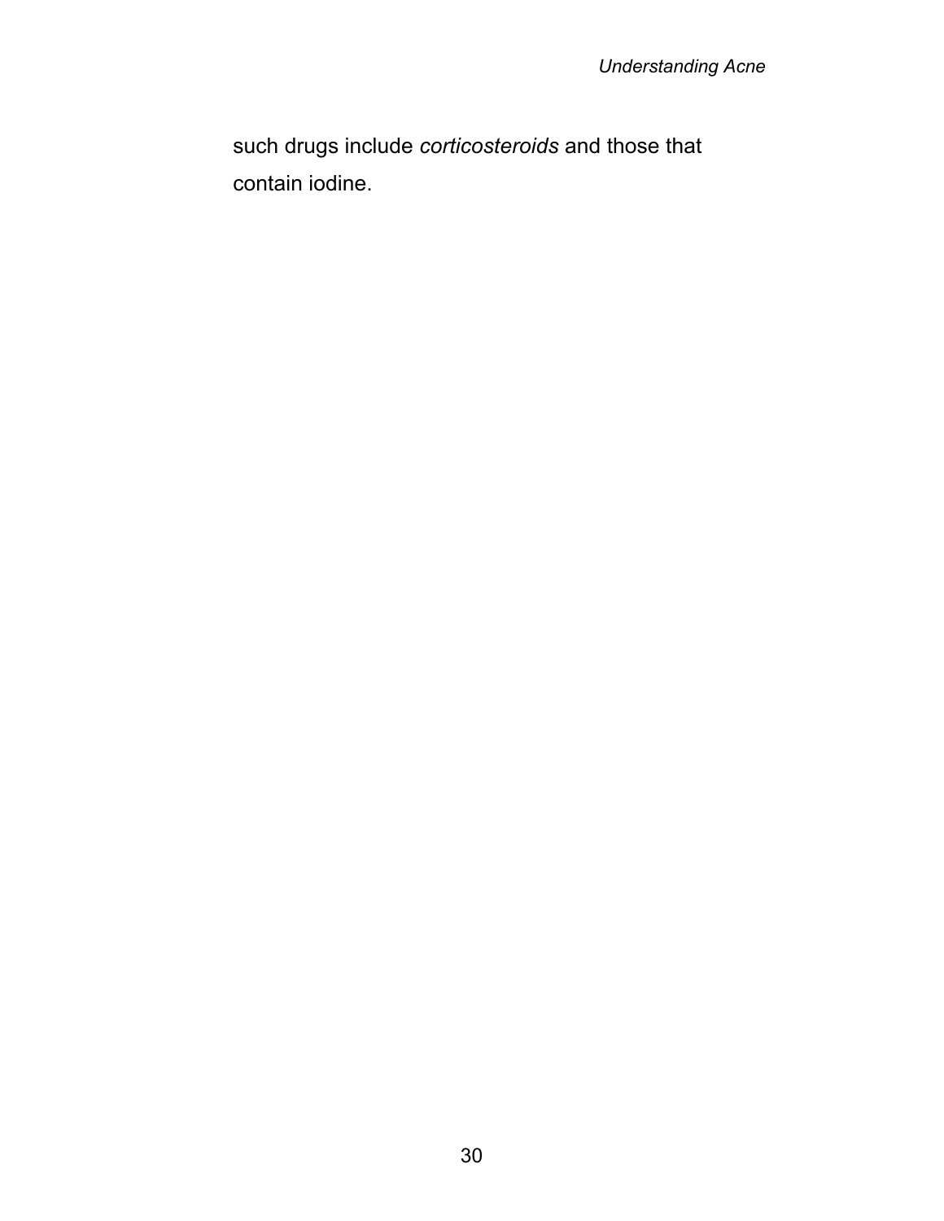such drugs include *corticosteroids* and those that contain iodine.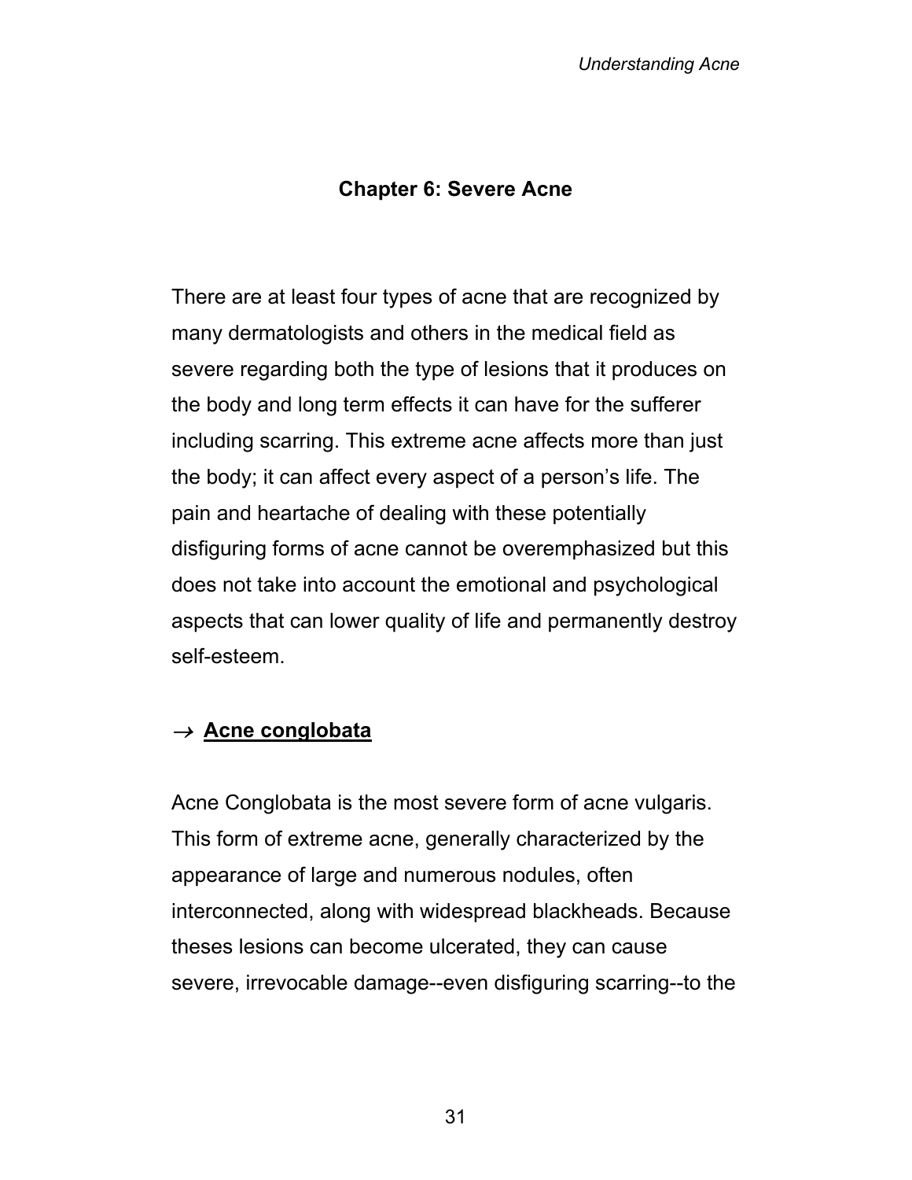## Chapter 6: Severe Acne

There are at least four types of acne that are recognized by many dermatologists and others in the medical field as severe regarding both the type of lesions that it produces on the body and long term effects it can have for the sufferer including scarring. This extreme acne affects more than just the body; it can affect every aspect of a person's life. The pain and heartache of dealing with these potentially disfiguring forms of acne cannot be overemphasized but this does not take into account the emotional and psychological aspects that can lower quality of life and permanently destroy self-esteem.

### → **Acne conglobata**

Acne Conglobata is the most severe form of acne vulgaris. This form of extreme acne, generally characterized by the appearance of large and numerous nodules, often interconnected, along with widespread blackheads. Because theses lesions can become ulcerated, they can cause severe, irrevocable damage--even disfiguring scarring--to the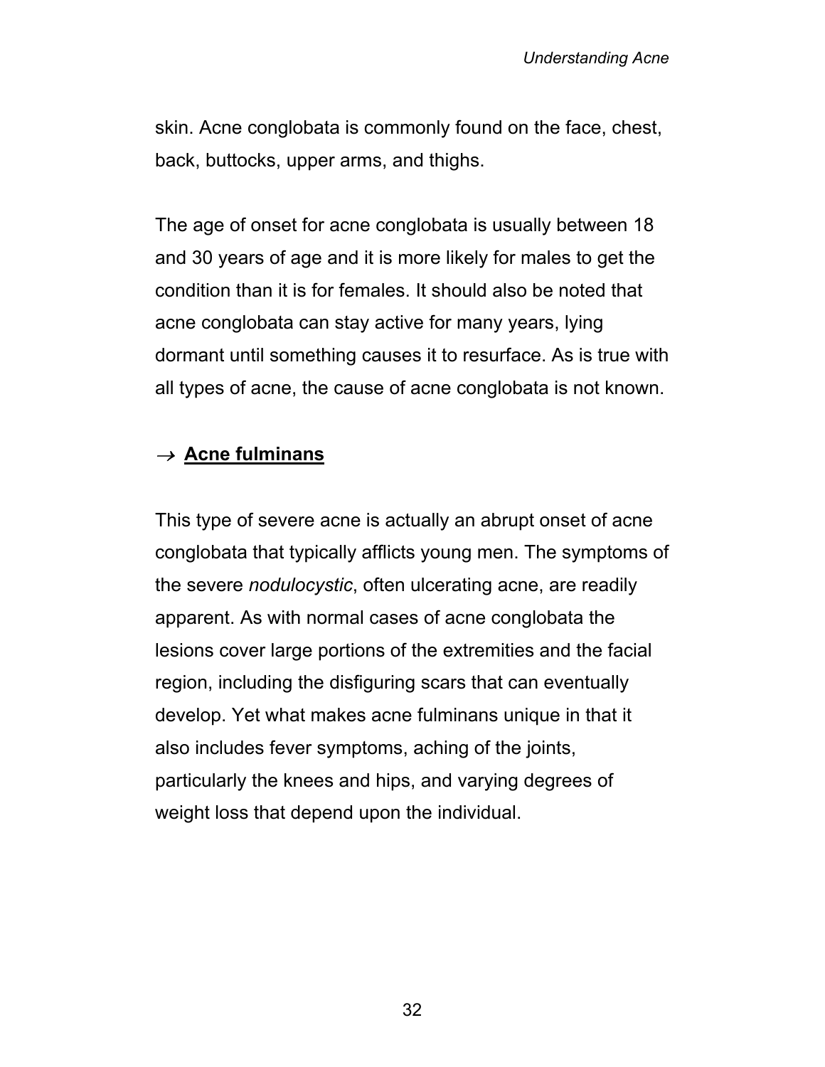skin. Acne conglobata is commonly found on the face, chest, back, buttocks, upper arms, and thighs.

The age of onset for acne conglobata is usually between 18 and 30 years of age and it is more likely for males to get the condition than it is for females. It should also be noted that acne conglobata can stay active for many years, lying dormant until something causes it to resurface. As is true with all types of acne, the cause of acne conglobata is not known.

### → **Acne fulminans**

This type of severe acne is actually an abrupt onset of acne conglobata that typically afflicts young men. The symptoms of the severe *nodulocystic*, often ulcerating acne, are readily apparent. As with normal cases of acne conglobata the lesions cover large portions of the extremities and the facial region, including the disfiguring scars that can eventually develop. Yet what makes acne fulminans unique in that it also includes fever symptoms, aching of the joints, particularly the knees and hips, and varying degrees of weight loss that depend upon the individual.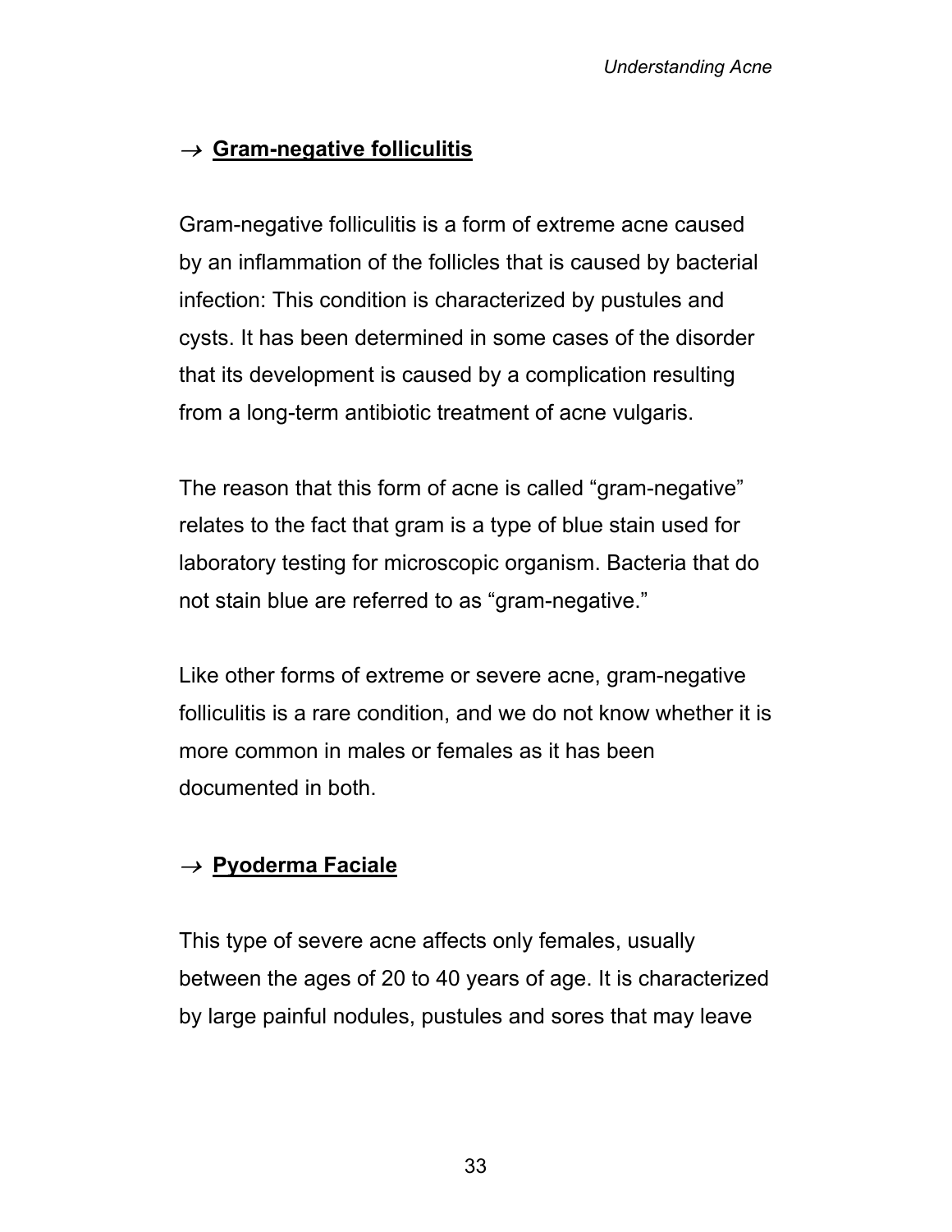### → **Gram-negative folliculitis**

Gram-negative folliculitis is a form of extreme acne caused by an inflammation of the follicles that is caused by bacterial infection: This condition is characterized by pustules and cysts. It has been determined in some cases of the disorder that its development is caused by a complication resulting from a long-term antibiotic treatment of acne vulgaris.

The reason that this form of acne is called "gram-negative" relates to the fact that gram is a type of blue stain used for laboratory testing for microscopic organism. Bacteria that do not stain blue are referred to as "gram-negative."

Like other forms of extreme or severe acne, gram-negative folliculitis is a rare condition, and we do not know whether it is more common in males or females as it has been documented in both.

### → **Pyoderma Faciale**

This type of severe acne affects only females, usually between the ages of 20 to 40 years of age. It is characterized by large painful nodules, pustules and sores that may leave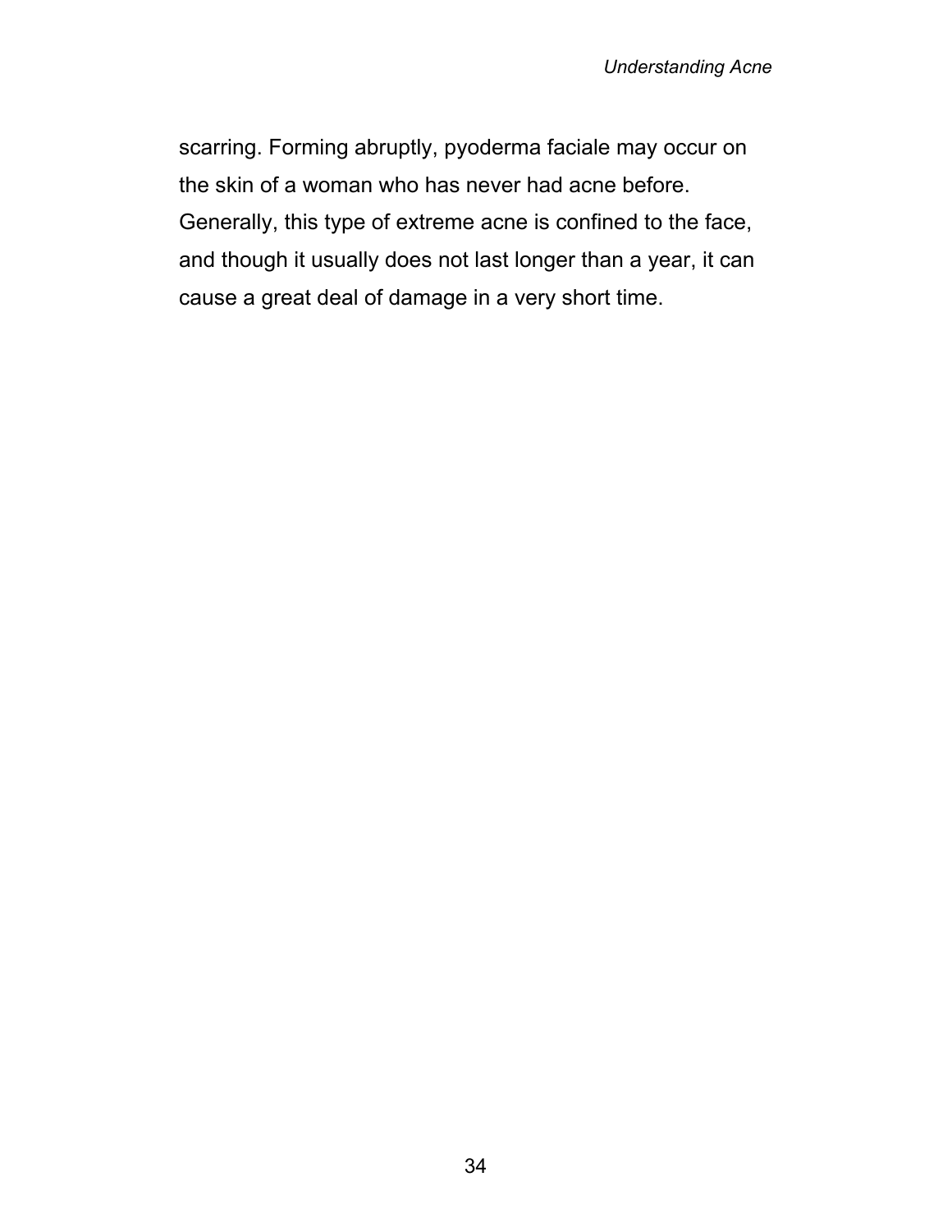scarring. Forming abruptly, pyoderma faciale may occur on the skin of a woman who has never had acne before. Generally, this type of extreme acne is confined to the face, and though it usually does not last longer than a year, it can cause a great deal of damage in a very short time.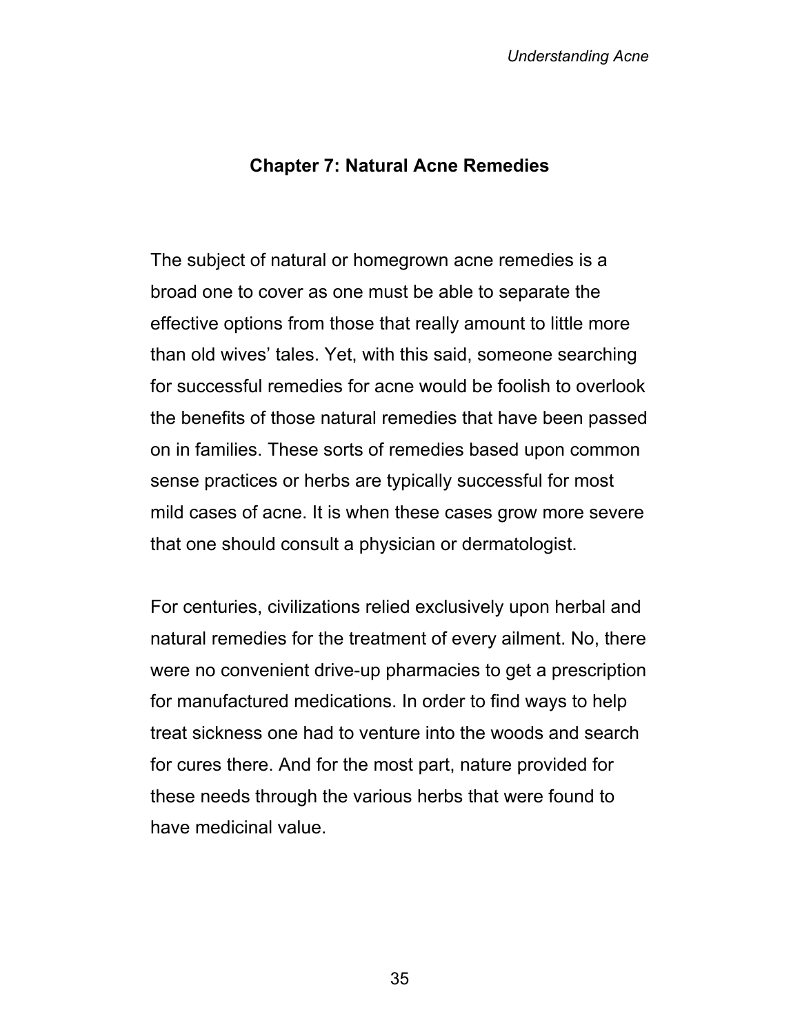# Chapter 7: Natural Acne Remedies

The subject of natural or homegrown acne remedies is a broad one to cover as one must be able to separate the effective options from those that really amount to little more than old wives' tales. Yet, with this said, someone searching for successful remedies for acne would be foolish to overlook the benefits of those natural remedies that have been passed on in families. These sorts of remedies based upon common sense practices or herbs are typically successful for most mild cases of acne. It is when these cases grow more severe that one should consult a physician or dermatologist.

For centuries, civilizations relied exclusively upon herbal and natural remedies for the treatment of every ailment. No, there were no convenient drive-up pharmacies to get a prescription for manufactured medications. In order to find ways to help treat sickness one had to venture into the woods and search for cures there. And for the most part, nature provided for these needs through the various herbs that were found to have medicinal value.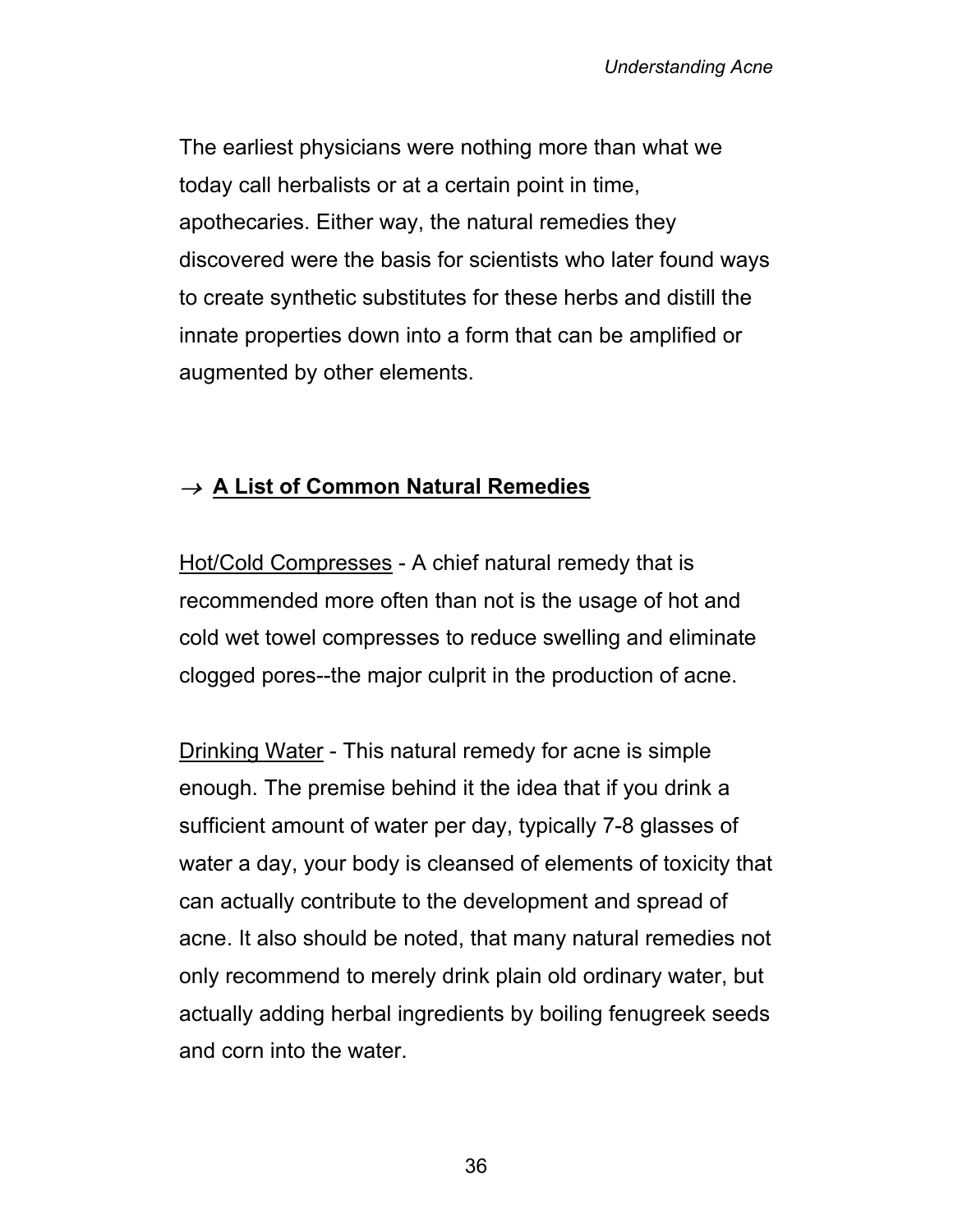The earliest physicians were nothing more than what we today call herbalists or at a certain point in time, apothecaries. Either way, the natural remedies they discovered were the basis for scientists who later found ways to create synthetic substitutes for these herbs and distill the innate properties down into a form that can be amplified or augmented by other elements.

## → A List of Common Natural Remedies

Hot/Cold Compresses - A chief natural remedy that is recommended more often than not is the usage of hot and cold wet towel compresses to reduce swelling and eliminate clogged pores--the major culprit in the production of acne.

Drinking Water - This natural remedy for acne is simple enough. The premise behind it the idea that if you drink a sufficient amount of water per day, typically 7-8 glasses of water a day, your body is cleansed of elements of toxicity that can actually contribute to the development and spread of acne. It also should be noted, that many natural remedies not only recommend to merely drink plain old ordinary water, but actually adding herbal ingredients by boiling fenugreek seeds and corn into the water.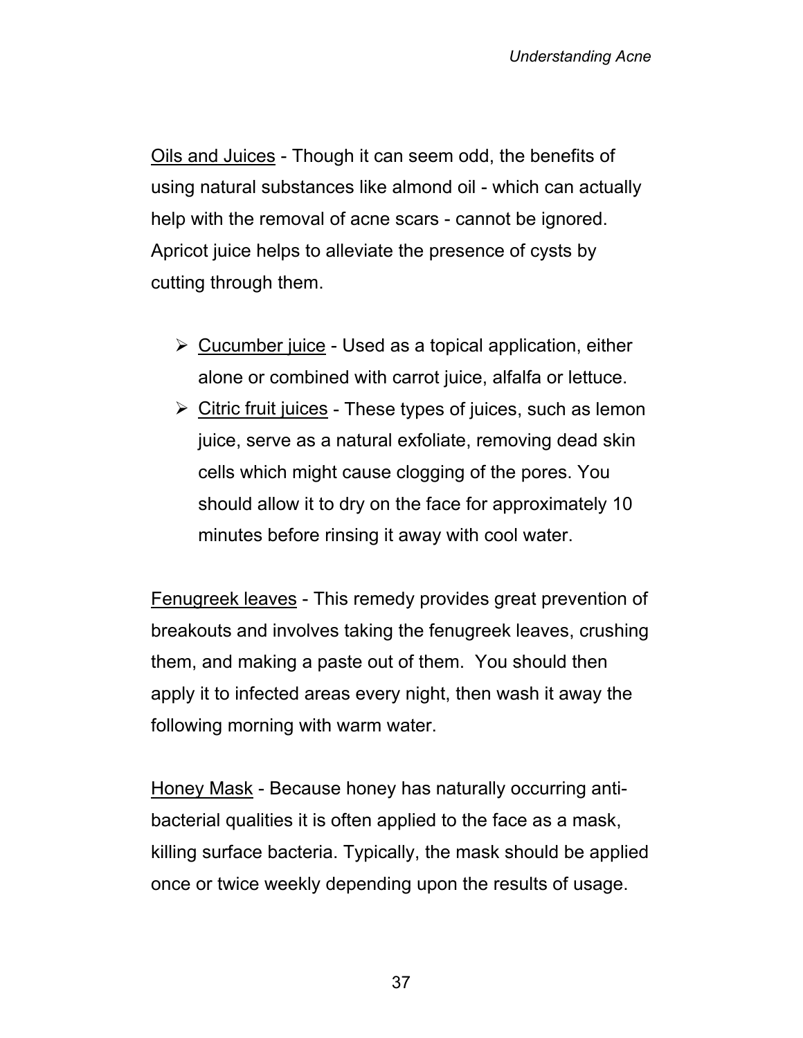<u>Oils and Juices</u> - Though it can seem odd, the benefits of using natural substances like almond oil - which can actually help with the removal of acne scars - cannot be ignored. Apricot juice helps to alleviate the presence of cysts by cutting through them.

- <u>Cucumber juice</u> - Used as a topical application, either alone or combined with carrot juice, alfalfa or lettuce.
- <u>Citric fruit juices</u> - These types of juices, such as lemon juice, serve as a natural exfoliate, removing dead skin cells which might cause clogging of the pores. You should allow it to dry on the face for approximately 10 minutes before rinsing it away with cool water.

<u>Fenugreek leaves</u> - This remedy provides great prevention of breakouts and involves taking the fenugreek leaves, crushing them, and making a paste out of them. You should then apply it to infected areas every night, then wash it away the following morning with warm water.

<u>Honey Mask</u> - Because honey has naturally occurring anti-bacterial qualities it is often applied to the face as a mask, killing surface bacteria. Typically, the mask should be applied once or twice weekly depending upon the results of usage.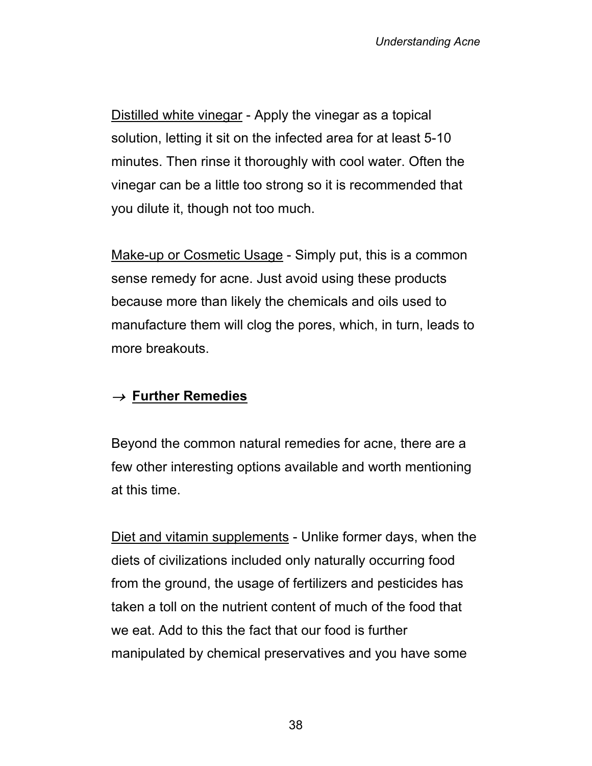Distilled white vinegar - Apply the vinegar as a topical solution, letting it sit on the infected area for at least 5-10 minutes. Then rinse it thoroughly with cool water. Often the vinegar can be a little too strong so it is recommended that you dilute it, though not too much.

Make-up or Cosmetic Usage - Simply put, this is a common sense remedy for acne. Just avoid using these products because more than likely the chemicals and oils used to manufacture them will clog the pores, which, in turn, leads to more breakouts.

### → **Further Remedies**

Beyond the common natural remedies for acne, there are a few other interesting options available and worth mentioning at this time.

Diet and vitamin supplements - Unlike former days, when the diets of civilizations included only naturally occurring food from the ground, the usage of fertilizers and pesticides has taken a toll on the nutrient content of much of the food that we eat. Add to this the fact that our food is further manipulated by chemical preservatives and you have some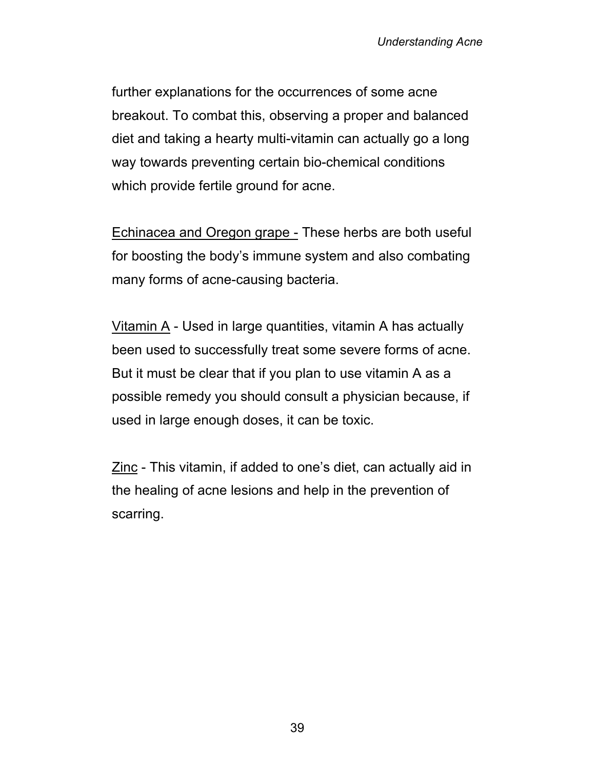further explanations for the occurrences of some acne breakout. To combat this, observing a proper and balanced diet and taking a hearty multi-vitamin can actually go a long way towards preventing certain bio-chemical conditions which provide fertile ground for acne.

<u>Echinacea and Oregon grape -</u> These herbs are both useful for boosting the body's immune system and also combating many forms of acne-causing bacteria.

<u>Vitamin A</u> - Used in large quantities, vitamin A has actually been used to successfully treat some severe forms of acne. But it must be clear that if you plan to use vitamin A as a possible remedy you should consult a physician because, if used in large enough doses, it can be toxic.

<u>Zinc</u> - This vitamin, if added to one's diet, can actually aid in the healing of acne lesions and help in the prevention of scarring.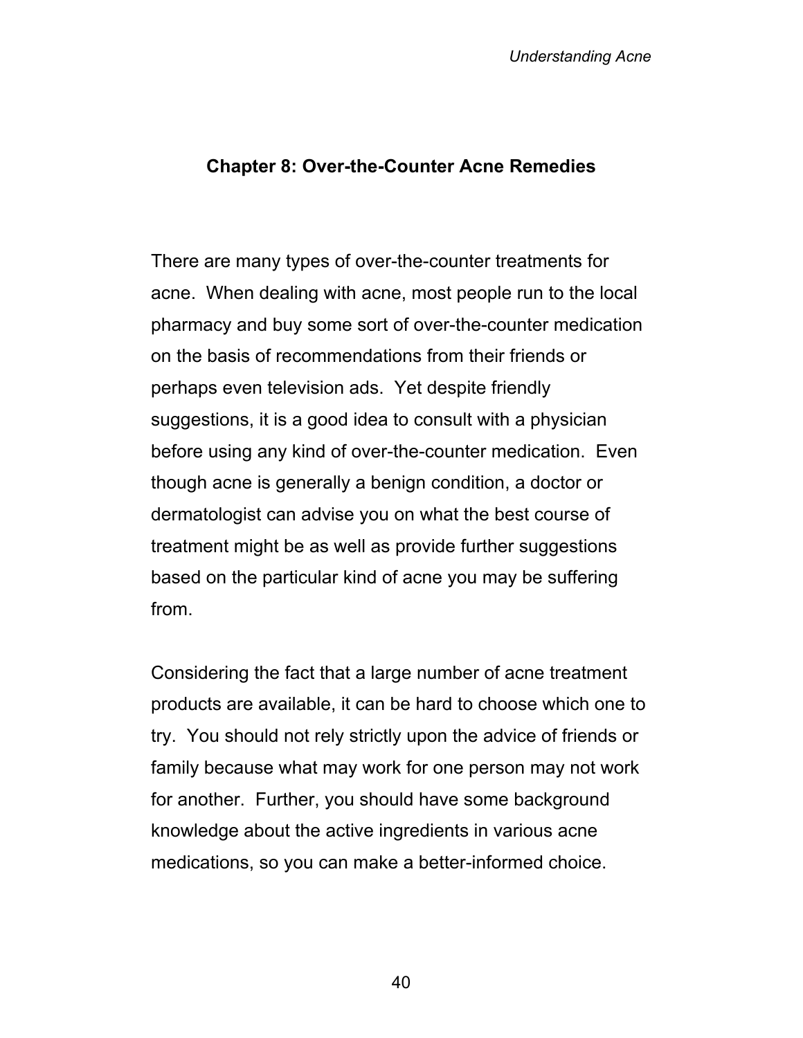## Chapter 8: Over-the-Counter Acne Remedies

There are many types of over-the-counter treatments for acne. When dealing with acne, most people run to the local pharmacy and buy some sort of over-the-counter medication on the basis of recommendations from their friends or perhaps even television ads. Yet despite friendly suggestions, it is a good idea to consult with a physician before using any kind of over-the-counter medication. Even though acne is generally a benign condition, a doctor or dermatologist can advise you on what the best course of treatment might be as well as provide further suggestions based on the particular kind of acne you may be suffering from.

Considering the fact that a large number of acne treatment products are available, it can be hard to choose which one to try. You should not rely strictly upon the advice of friends or family because what may work for one person may not work for another. Further, you should have some background knowledge about the active ingredients in various acne medications, so you can make a better-informed choice.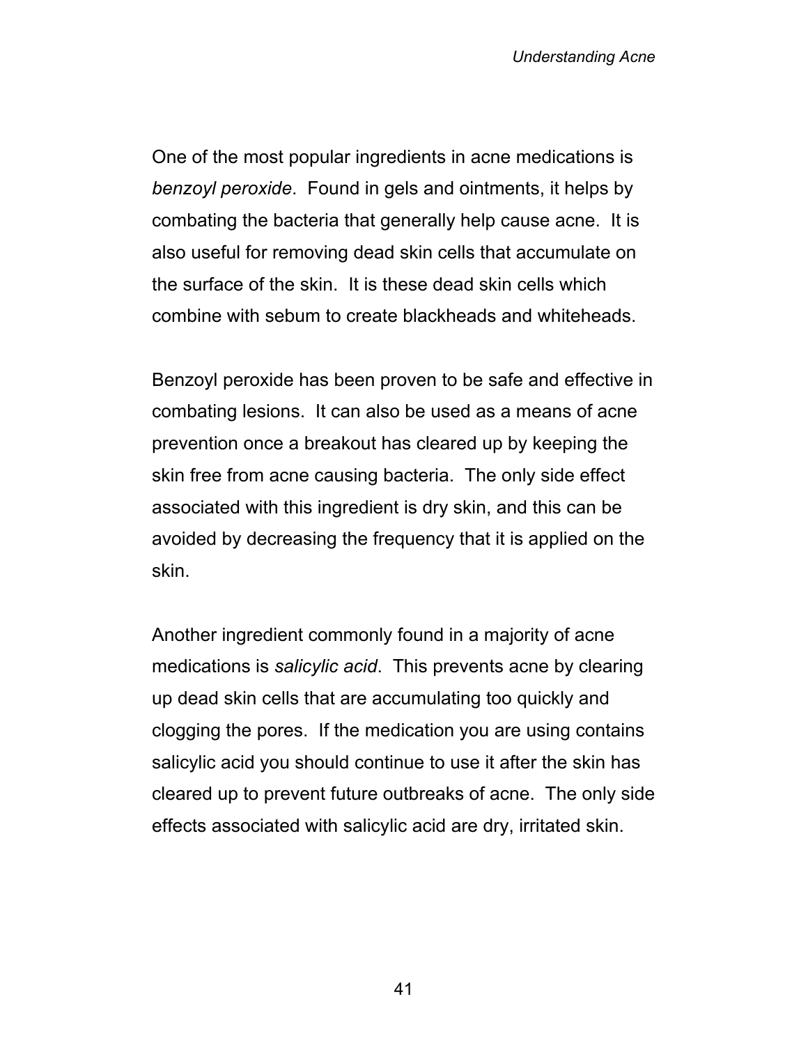One of the most popular ingredients in acne medications is *benzoyl peroxide*. Found in gels and ointments, it helps by combating the bacteria that generally help cause acne. It is also useful for removing dead skin cells that accumulate on the surface of the skin. It is these dead skin cells which combine with sebum to create blackheads and whiteheads.

Benzoyl peroxide has been proven to be safe and effective in combating lesions. It can also be used as a means of acne prevention once a breakout has cleared up by keeping the skin free from acne causing bacteria. The only side effect associated with this ingredient is dry skin, and this can be avoided by decreasing the frequency that it is applied on the skin.

Another ingredient commonly found in a majority of acne medications is *salicylic acid*. This prevents acne by clearing up dead skin cells that are accumulating too quickly and clogging the pores. If the medication you are using contains salicylic acid you should continue to use it after the skin has cleared up to prevent future outbreaks of acne. The only side effects associated with salicylic acid are dry, irritated skin.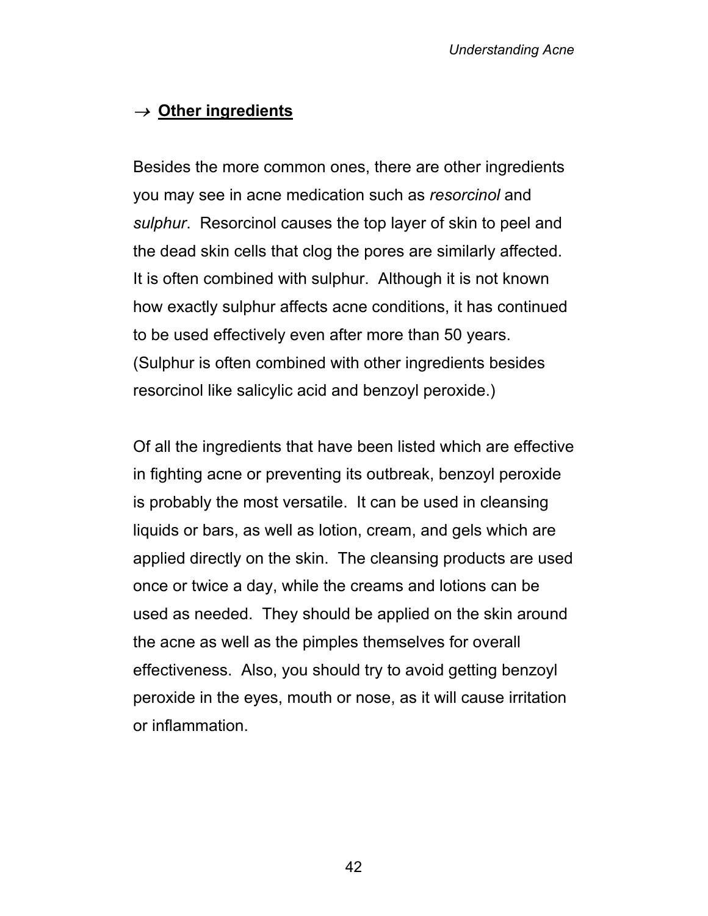### → **Other ingredients**

Besides the more common ones, there are other ingredients you may see in acne medication such as *resorcinol* and *sulphur*. Resorcinol causes the top layer of skin to peel and the dead skin cells that clog the pores are similarly affected. It is often combined with sulphur. Although it is not known how exactly sulphur affects acne conditions, it has continued to be used effectively even after more than 50 years. (Sulphur is often combined with other ingredients besides resorcinol like salicylic acid and benzoyl peroxide.)

Of all the ingredients that have been listed which are effective in fighting acne or preventing its outbreak, benzoyl peroxide is probably the most versatile. It can be used in cleansing liquids or bars, as well as lotion, cream, and gels which are applied directly on the skin. The cleansing products are used once or twice a day, while the creams and lotions can be used as needed. They should be applied on the skin around the acne as well as the pimples themselves for overall effectiveness. Also, you should try to avoid getting benzoyl peroxide in the eyes, mouth or nose, as it will cause irritation or inflammation.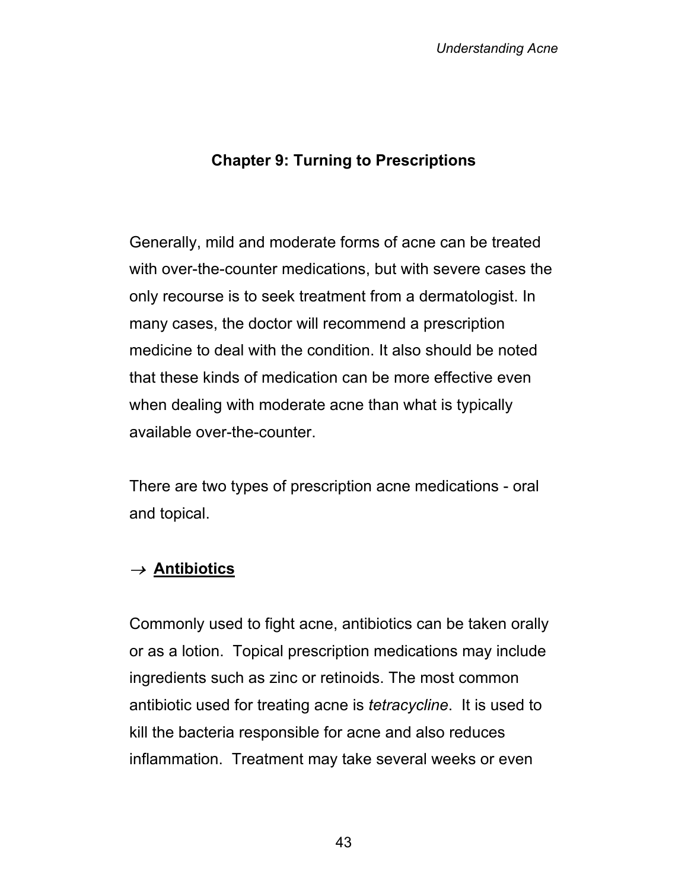## Chapter 9: Turning to Prescriptions

Generally, mild and moderate forms of acne can be treated with over-the-counter medications, but with severe cases the only recourse is to seek treatment from a dermatologist. In many cases, the doctor will recommend a prescription medicine to deal with the condition. It also should be noted that these kinds of medication can be more effective even when dealing with moderate acne than what is typically available over-the-counter.

There are two types of prescription acne medications - oral and topical.

### → **Antibiotics**

Commonly used to fight acne, antibiotics can be taken orally or as a lotion. Topical prescription medications may include ingredients such as zinc or retinoids. The most common antibiotic used for treating acne is *tetracycline*. It is used to kill the bacteria responsible for acne and also reduces inflammation. Treatment may take several weeks or even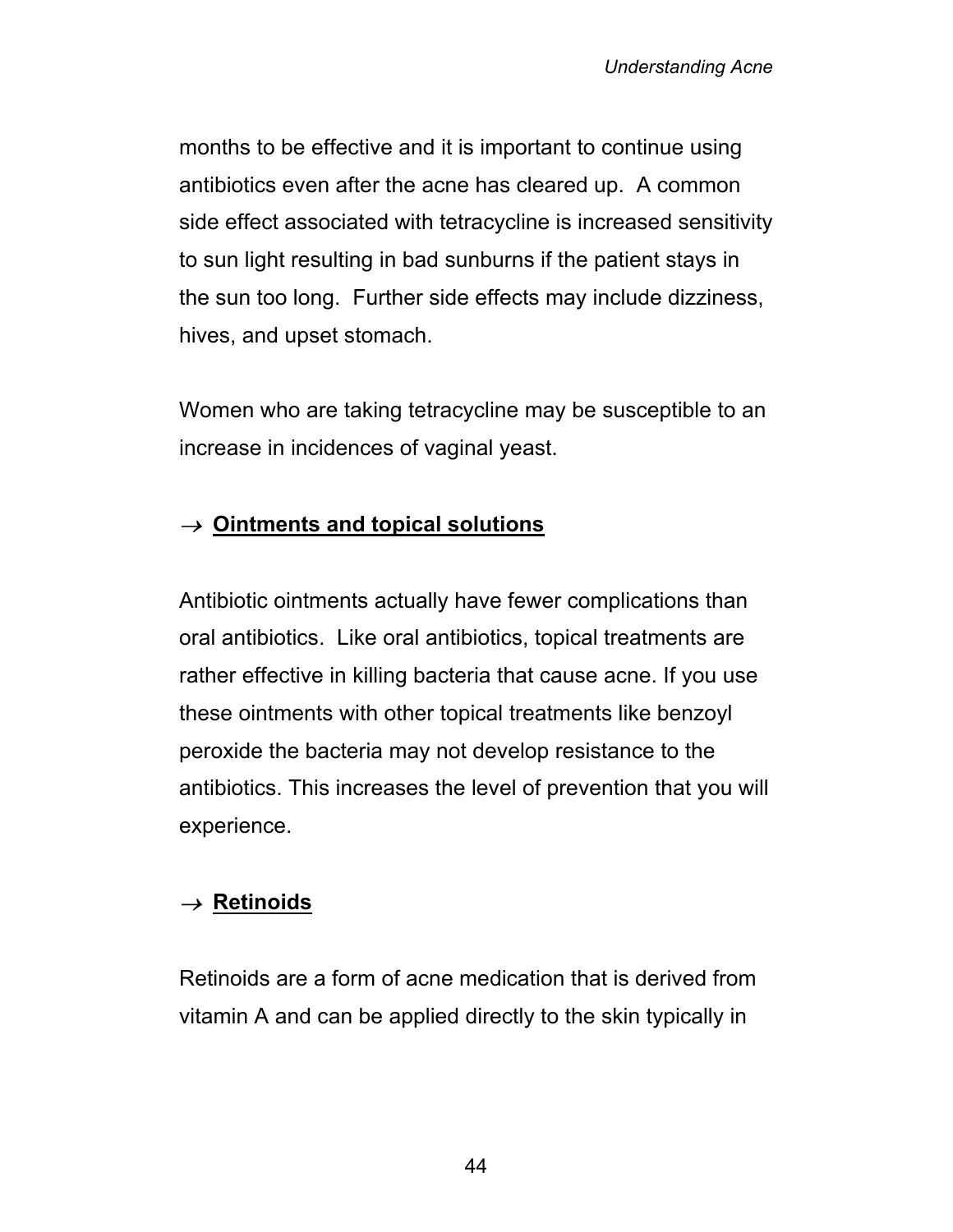months to be effective and it is important to continue using antibiotics even after the acne has cleared up.  A common side effect associated with tetracycline is increased sensitivity to sun light resulting in bad sunburns if the patient stays in the sun too long.  Further side effects may include dizziness, hives, and upset stomach.

Women who are taking tetracycline may be susceptible to an increase in incidences of vaginal yeast.

### → **Ointments and topical solutions**

Antibiotic ointments actually have fewer complications than oral antibiotics.  Like oral antibiotics, topical treatments are rather effective in killing bacteria that cause acne. If you use these ointments with other topical treatments like benzoyl peroxide the bacteria may not develop resistance to the antibiotics. This increases the level of prevention that you will experience.

### → **Retinoids**

Retinoids are a form of acne medication that is derived from vitamin A and can be applied directly to the skin typically in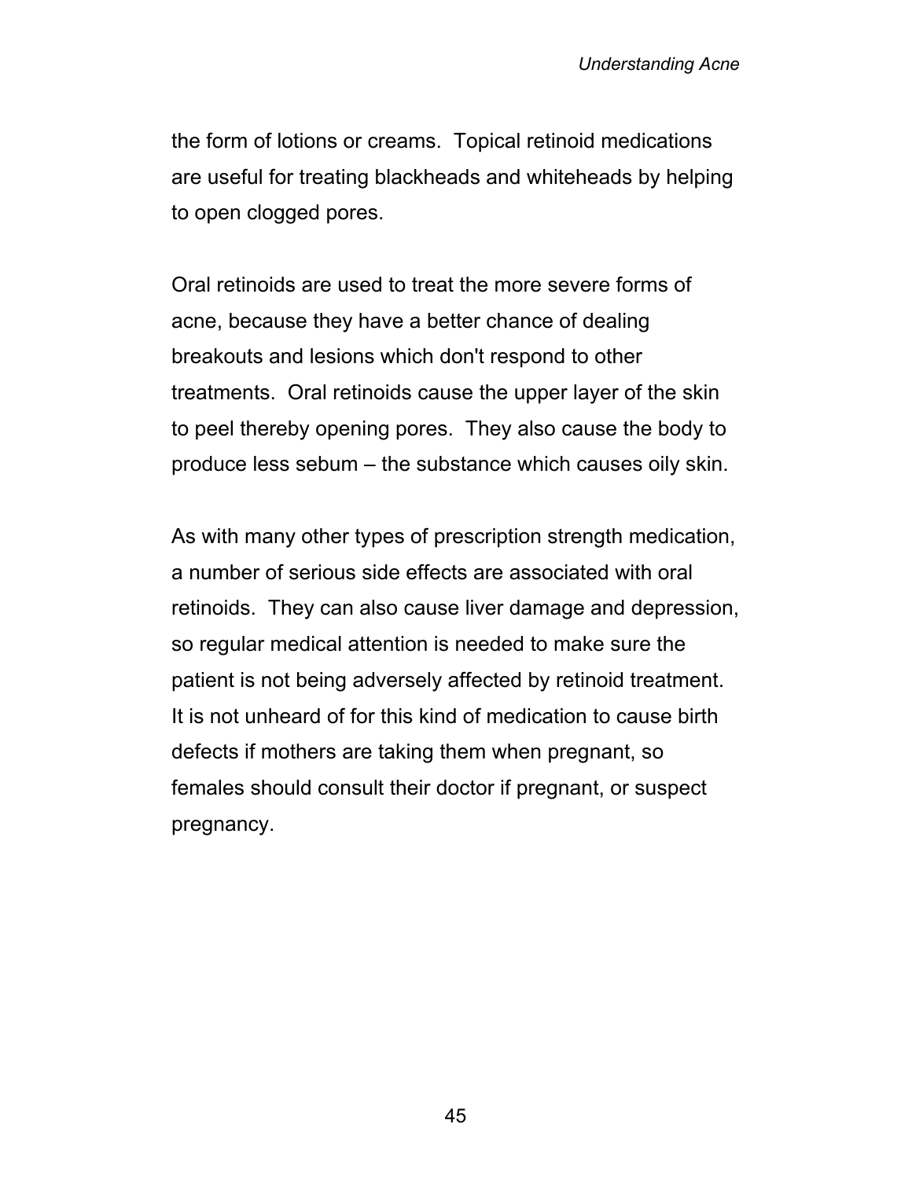the form of lotions or creams. Topical retinoid medications are useful for treating blackheads and whiteheads by helping to open clogged pores.

Oral retinoids are used to treat the more severe forms of acne, because they have a better chance of dealing breakouts and lesions which don't respond to other treatments. Oral retinoids cause the upper layer of the skin to peel thereby opening pores. They also cause the body to produce less sebum – the substance which causes oily skin.

As with many other types of prescription strength medication, a number of serious side effects are associated with oral retinoids. They can also cause liver damage and depression, so regular medical attention is needed to make sure the patient is not being adversely affected by retinoid treatment. It is not unheard of for this kind of medication to cause birth defects if mothers are taking them when pregnant, so females should consult their doctor if pregnant, or suspect pregnancy.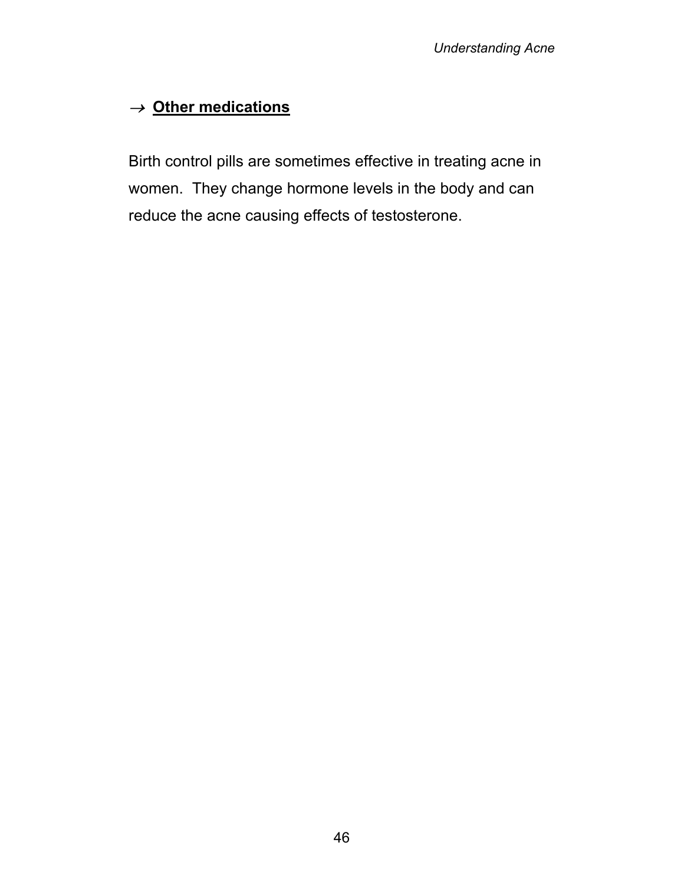### → **Other medications**

Birth control pills are sometimes effective in treating acne in women. They change hormone levels in the body and can reduce the acne causing effects of testosterone.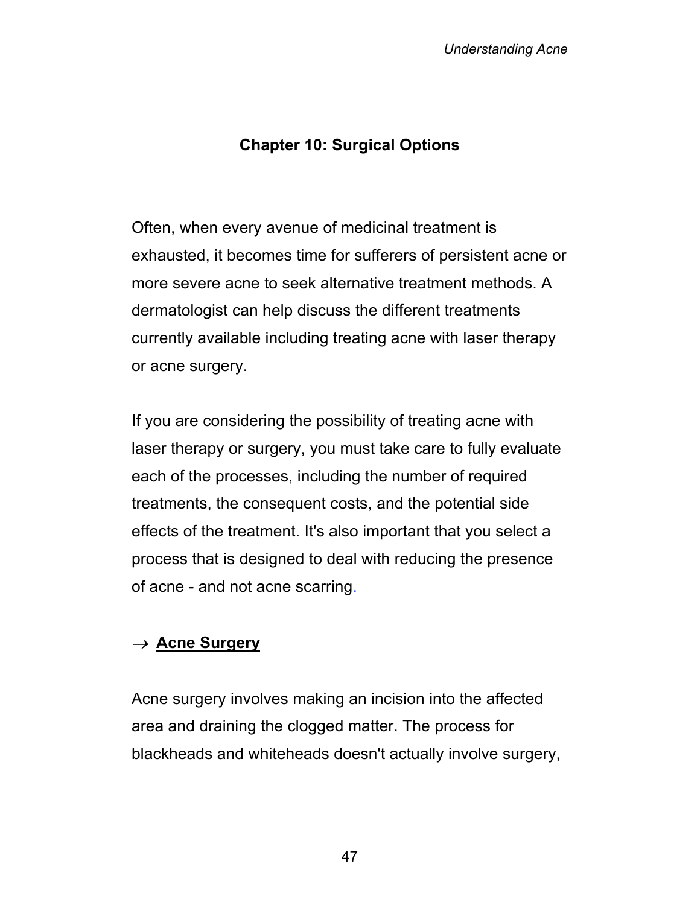# Chapter 10: Surgical Options

Often, when every avenue of medicinal treatment is exhausted, it becomes time for sufferers of persistent acne or more severe acne to seek alternative treatment methods. A dermatologist can help discuss the different treatments currently available including treating acne with laser therapy or acne surgery.

If you are considering the possibility of treating acne with laser therapy or surgery, you must take care to fully evaluate each of the processes, including the number of required treatments, the consequent costs, and the potential side effects of the treatment. It's also important that you select a process that is designed to deal with reducing the presence of acne - and not acne scarring.

## → **Acne Surgery**

Acne surgery involves making an incision into the affected area and draining the clogged matter. The process for blackheads and whiteheads doesn't actually involve surgery,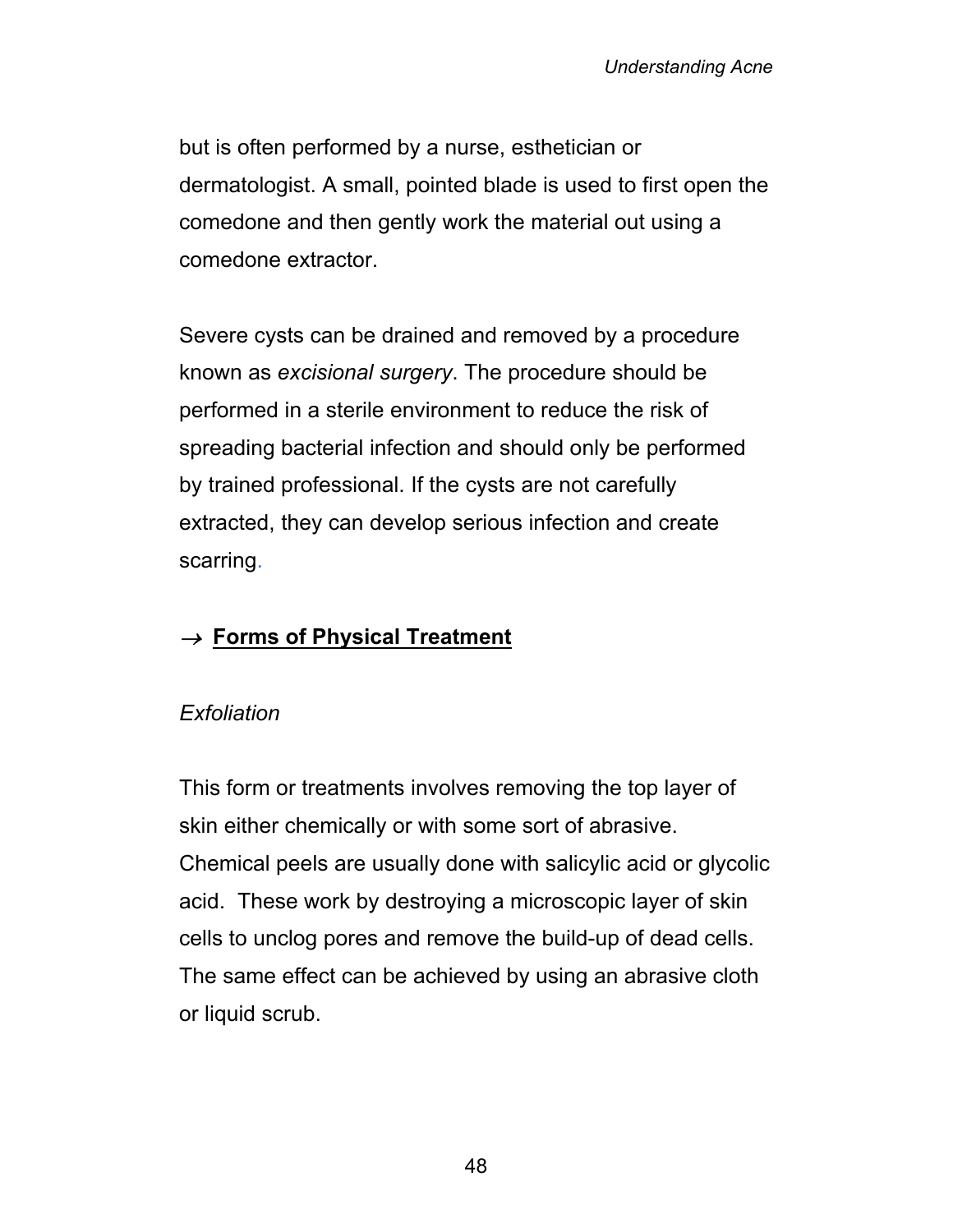but is often performed by a nurse, esthetician or dermatologist. A small, pointed blade is used to first open the comedone and then gently work the material out using a comedone extractor.

Severe cysts can be drained and removed by a procedure known as *excisional surgery*. The procedure should be performed in a sterile environment to reduce the risk of spreading bacterial infection and should only be performed by trained professional. If the cysts are not carefully extracted, they can develop serious infection and create scarring.

## → **Forms of Physical Treatment**

### *Exfoliation*

This form or treatments involves removing the top layer of skin either chemically or with some sort of abrasive. Chemical peels are usually done with salicylic acid or glycolic acid. These work by destroying a microscopic layer of skin cells to unclog pores and remove the build-up of dead cells. The same effect can be achieved by using an abrasive cloth or liquid scrub.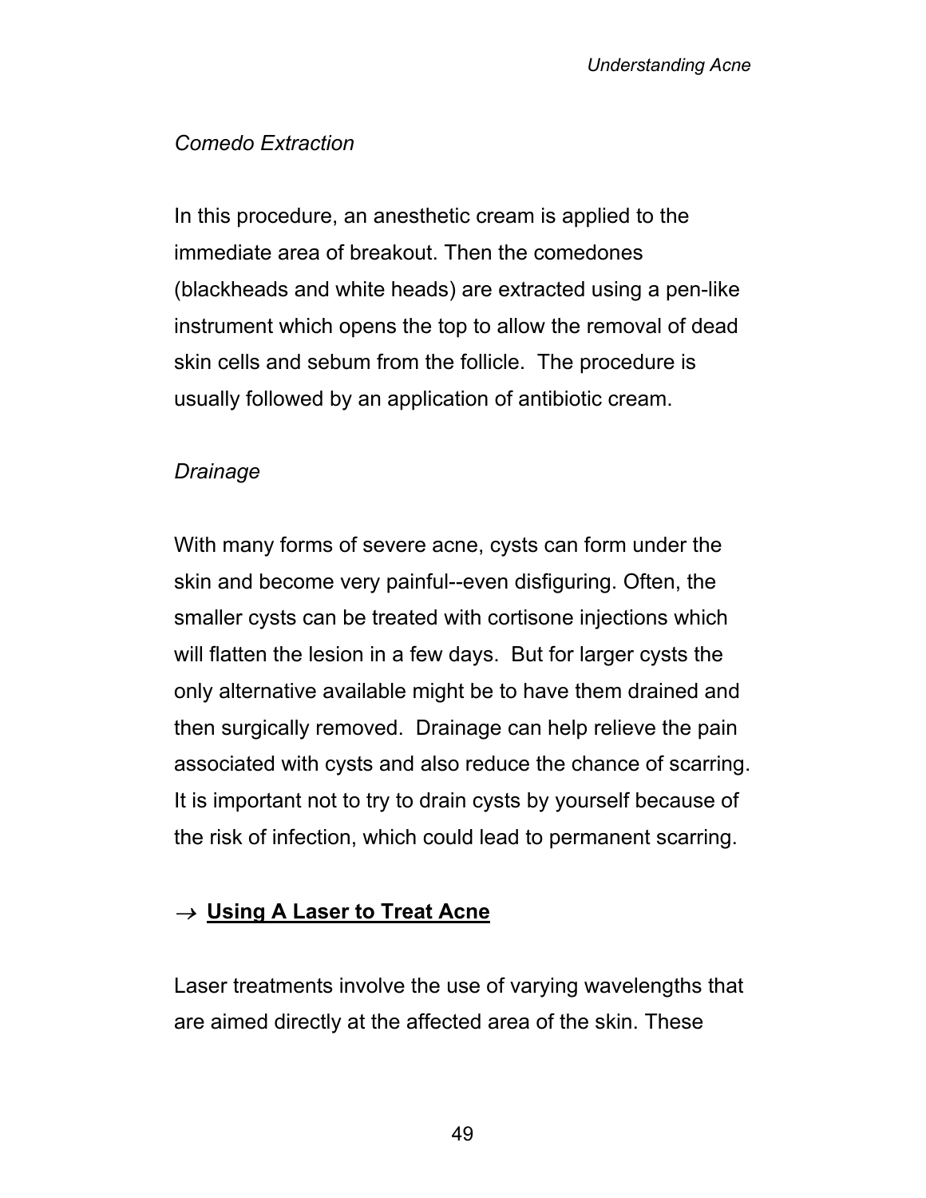*Comedo Extraction*

In this procedure, an anesthetic cream is applied to the immediate area of breakout. Then the comedones (blackheads and white heads) are extracted using a pen-like instrument which opens the top to allow the removal of dead skin cells and sebum from the follicle. The procedure is usually followed by an application of antibiotic cream.

*Drainage*

With many forms of severe acne, cysts can form under the skin and become very painful--even disfiguring. Often, the smaller cysts can be treated with cortisone injections which will flatten the lesion in a few days. But for larger cysts the only alternative available might be to have them drained and then surgically removed. Drainage can help relieve the pain associated with cysts and also reduce the chance of scarring. It is important not to try to drain cysts by yourself because of the risk of infection, which could lead to permanent scarring.

### → **Using A Laser to Treat Acne**

Laser treatments involve the use of varying wavelengths that are aimed directly at the affected area of the skin. These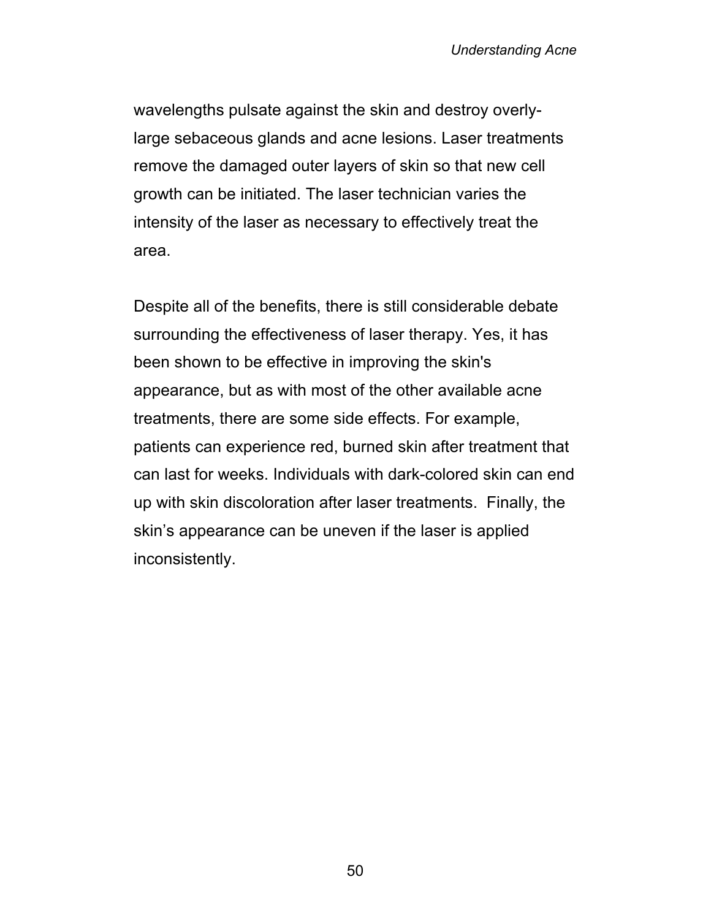wavelengths pulsate against the skin and destroy overly-large sebaceous glands and acne lesions. Laser treatments remove the damaged outer layers of skin so that new cell growth can be initiated. The laser technician varies the intensity of the laser as necessary to effectively treat the area.

Despite all of the benefits, there is still considerable debate surrounding the effectiveness of laser therapy. Yes, it has been shown to be effective in improving the skin's appearance, but as with most of the other available acne treatments, there are some side effects. For example, patients can experience red, burned skin after treatment that can last for weeks. Individuals with dark-colored skin can end up with skin discoloration after laser treatments.  Finally, the skin’s appearance can be uneven if the laser is applied inconsistently.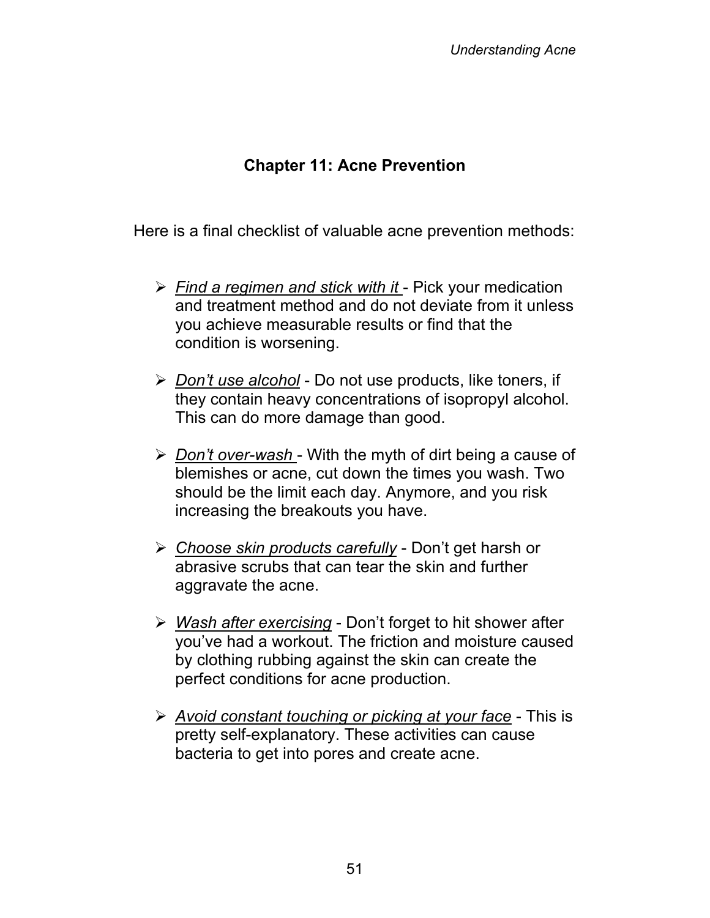## Chapter 11: Acne Prevention

Here is a final checklist of valuable acne prevention methods:

- *Find a regimen and stick with it* - Pick your medication and treatment method and do not deviate from it unless you achieve measurable results or find that the condition is worsening.
- *Don't use alcohol* - Do not use products, like toners, if they contain heavy concentrations of isopropyl alcohol. This can do more damage than good.
- *Don't over-wash* - With the myth of dirt being a cause of blemishes or acne, cut down the times you wash. Two should be the limit each day. Anymore, and you risk increasing the breakouts you have.
- *Choose skin products carefully* - Don't get harsh or abrasive scrubs that can tear the skin and further aggravate the acne.
- *Wash after exercising* - Don't forget to hit shower after you've had a workout. The friction and moisture caused by clothing rubbing against the skin can create the perfect conditions for acne production.
- *Avoid constant touching or picking at your face* - This is pretty self-explanatory. These activities can cause bacteria to get into pores and create acne.